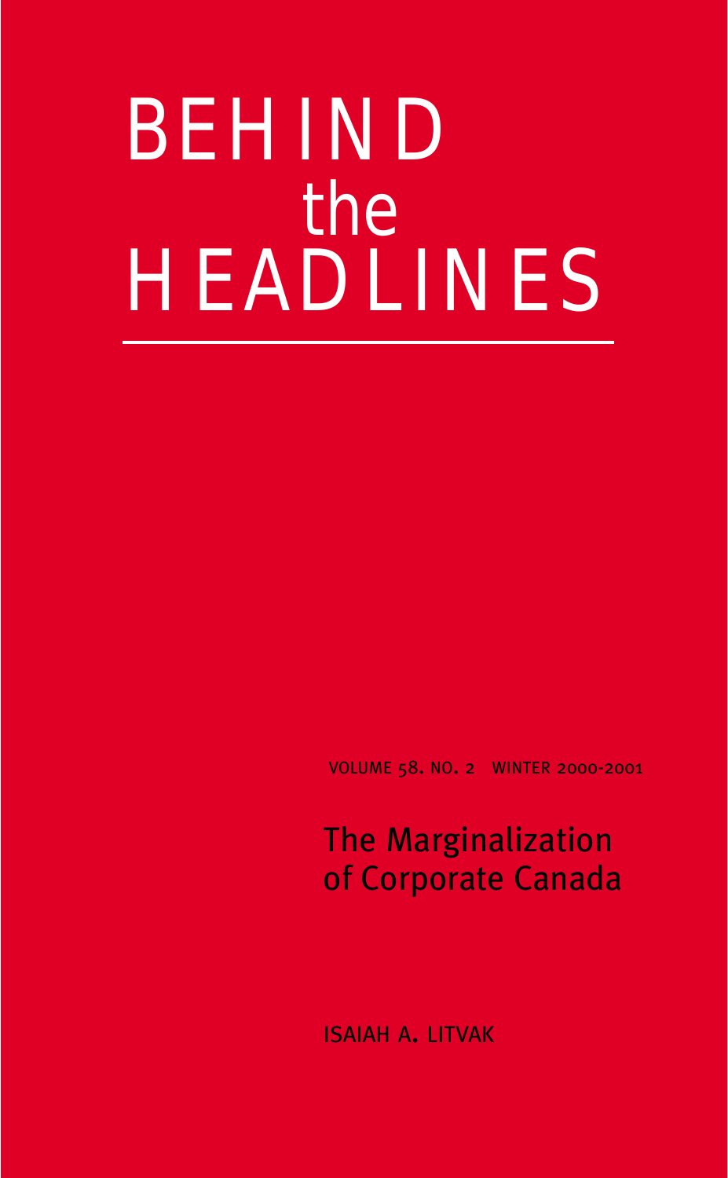# BEHIND the HEADLINES

VOLUME 58. NO. 2 WINTER 2000-2001

## The Marginalization of Corporate Canada

ISAIAH A. LITVAK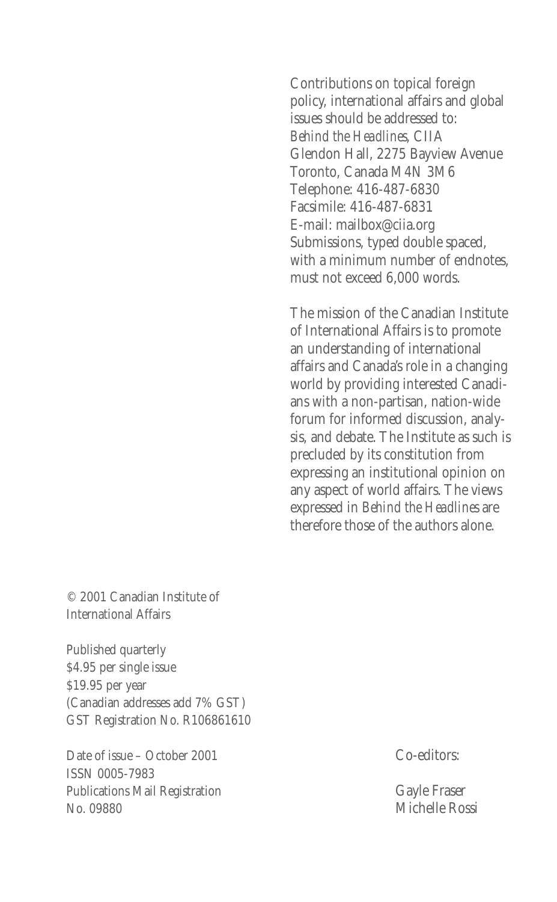Contributions on topical foreign policy, international affairs and global issues should be addressed to:
*Behind the Headlines*, CIIA
Glendon Hall, 2275 Bayview Avenue
Toronto, Canada M4N 3M6
Telephone: 416-487-6830
Facsimile: 416-487-6831
E-mail: mailbox@ciia.org
Submissions, typed double spaced, with a minimum number of endnotes, must not exceed 6,000 words.

The mission of the Canadian Institute of International Affairs is to promote an understanding of international affairs and Canada's role in a changing world by providing interested Canadians with a non-partisan, nation-wide forum for informed discussion, analysis, and debate. The Institute as such is precluded by its constitution from expressing an institutional opinion on any aspect of world affairs. The views expressed in *Behind the Headlines* are therefore those of the authors alone.

© 2001 Canadian Institute of International Affairs

Published quarterly
$4.95 per single issue
$19.95 per year
(Canadian addresses add 7% GST)
GST Registration No. R106861610

Date of issue – October 2001
ISSN 0005-7983
Publications Mail Registration No. 09880

Co-editors:

Gayle Fraser
Michelle Rossi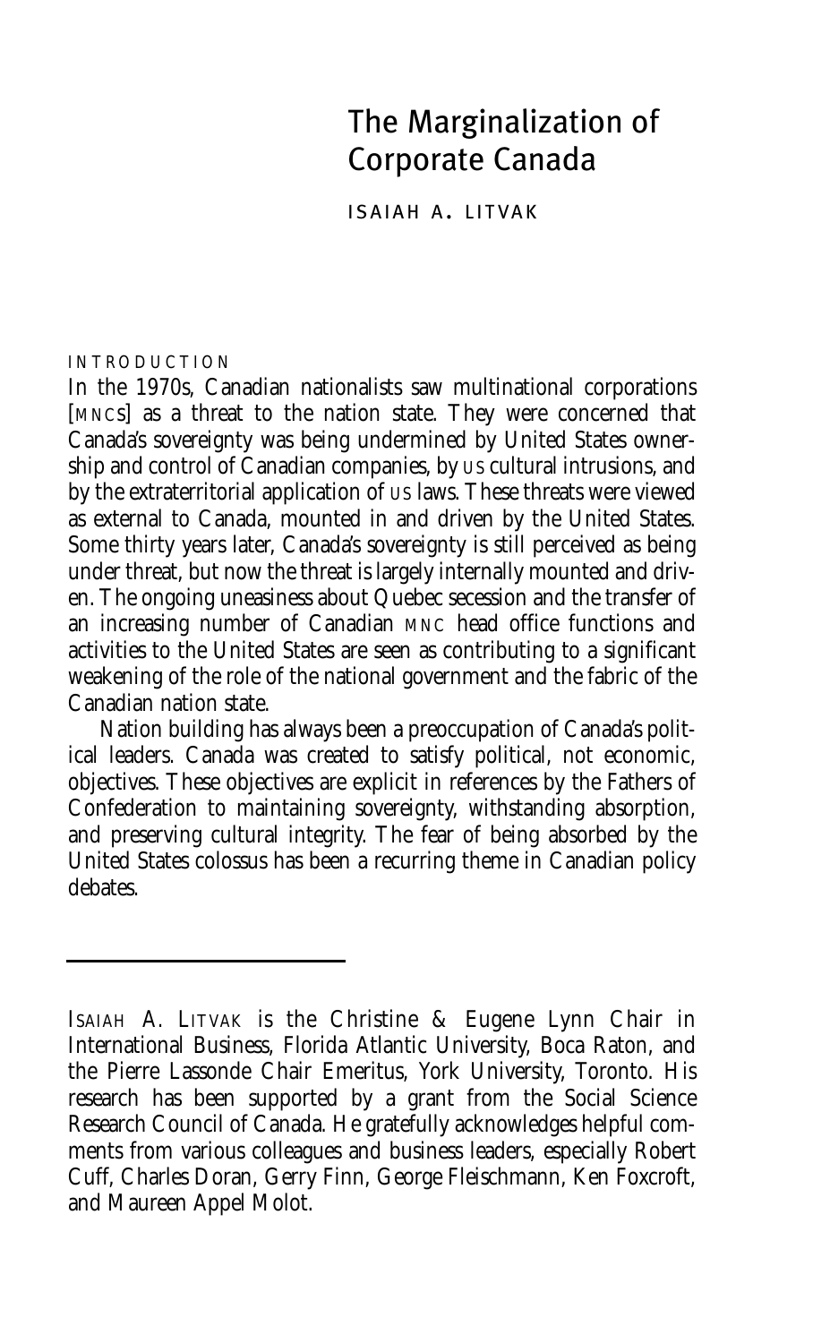# The Marginalization of Corporate Canada

ISAIAH A. LITVAK

## INTRODUCTION

In the 1970s, Canadian nationalists saw multinational corporations [MNCs] as a threat to the nation state. They were concerned that Canada's sovereignty was being undermined by United States ownership and control of Canadian companies, by US cultural intrusions, and by the extraterritorial application of US laws. These threats were viewed as external to Canada, mounted in and driven by the United States. Some thirty years later, Canada's sovereignty is still perceived as being under threat, but now the threat is largely internally mounted and driven. The ongoing uneasiness about Quebec secession and the transfer of an increasing number of Canadian MNC head office functions and activities to the United States are seen as contributing to a significant weakening of the role of the national government and the fabric of the Canadian nation state.

Nation building has always been a preoccupation of Canada's political leaders. Canada was created to satisfy political, not economic, objectives. These objectives are explicit in references by the Fathers of Confederation to maintaining sovereignty, withstanding absorption, and preserving cultural integrity. The fear of being absorbed by the United States colossus has been a recurring theme in Canadian policy debates.

---

ISAIAH A. LITVAK is the Christine & Eugene Lynn Chair in International Business, Florida Atlantic University, Boca Raton, and the Pierre Lassonde Chair Emeritus, York University, Toronto. His research has been supported by a grant from the Social Science Research Council of Canada. He gratefully acknowledges helpful comments from various colleagues and business leaders, especially Robert Cuff, Charles Doran, Gerry Finn, George Fleischmann, Ken Foxcroft, and Maureen Appel Molot.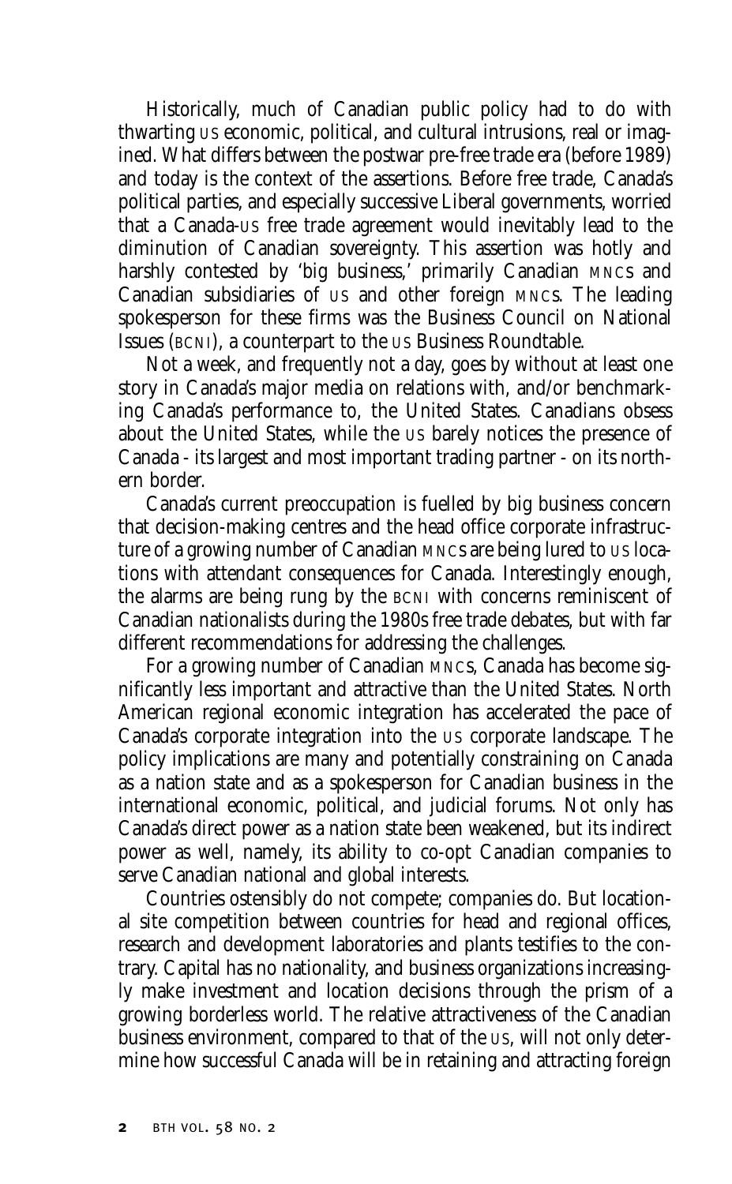Historically, much of Canadian public policy had to do with thwarting US economic, political, and cultural intrusions, real or imagined. What differs between the postwar pre-free trade era (before 1989) and today is the context of the assertions. Before free trade, Canada's political parties, and especially successive Liberal governments, worried that a Canada-US free trade agreement would inevitably lead to the diminution of Canadian sovereignty. This assertion was hotly and harshly contested by 'big business,' primarily Canadian MNCs and Canadian subsidiaries of US and other foreign MNCs. The leading spokesperson for these firms was the Business Council on National Issues (BCNI), a counterpart to the US Business Roundtable.

Not a week, and frequently not a day, goes by without at least one story in Canada's major media on relations with, and/or benchmarking Canada's performance to, the United States. Canadians obsess about the United States, while the US barely notices the presence of Canada - its largest and most important trading partner - on its northern border.

Canada's current preoccupation is fuelled by big business concern that decision-making centres and the head office corporate infrastructure of a growing number of Canadian MNCs are being lured to US locations with attendant consequences for Canada. Interestingly enough, the alarms are being rung by the BCNI with concerns reminiscent of Canadian nationalists during the 1980s free trade debates, but with far different recommendations for addressing the challenges.

For a growing number of Canadian MNCs, Canada has become significantly less important and attractive than the United States. North American regional economic integration has accelerated the pace of Canada's corporate integration into the US corporate landscape. The policy implications are many and potentially constraining on Canada as a nation state and as a spokesperson for Canadian business in the international economic, political, and judicial forums. Not only has Canada's direct power as a nation state been weakened, but its indirect power as well, namely, its ability to co-opt Canadian companies to serve Canadian national and global interests.

Countries ostensibly do not compete; companies do. But locational site competition between countries for head and regional offices, research and development laboratories and plants testifies to the contrary. Capital has no nationality, and business organizations increasingly make investment and location decisions through the prism of a growing borderless world. The relative attractiveness of the Canadian business environment, compared to that of the US, will not only determine how successful Canada will be in retaining and attracting foreign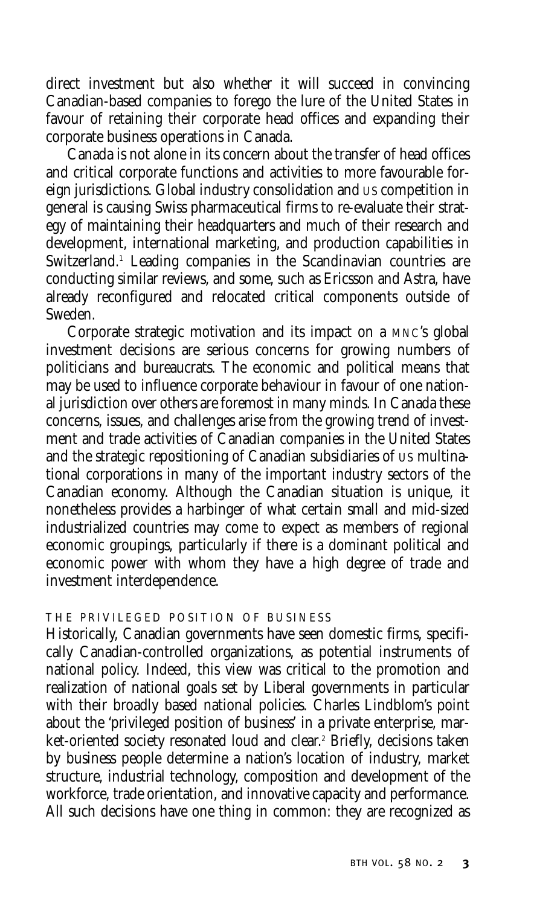direct investment but also whether it will succeed in convincing Canadian-based companies to forego the lure of the United States in favour of retaining their corporate head offices and expanding their corporate business operations in Canada.

Canada is not alone in its concern about the transfer of head offices and critical corporate functions and activities to more favourable foreign jurisdictions. Global industry consolidation and US competition in general is causing Swiss pharmaceutical firms to re-evaluate their strategy of maintaining their headquarters and much of their research and development, international marketing, and production capabilities in Switzerland.[1] Leading companies in the Scandinavian countries are conducting similar reviews, and some, such as Ericsson and Astra, have already reconfigured and relocated critical components outside of Sweden.

Corporate strategic motivation and its impact on a MNC's global investment decisions are serious concerns for growing numbers of politicians and bureaucrats. The economic and political means that may be used to influence corporate behaviour in favour of one national jurisdiction over others are foremost in many minds. In Canada these concerns, issues, and challenges arise from the growing trend of investment and trade activities of Canadian companies in the United States and the strategic repositioning of Canadian subsidiaries of US multinational corporations in many of the important industry sectors of the Canadian economy. Although the Canadian situation is unique, it nonetheless provides a harbinger of what certain small and mid-sized industrialized countries may come to expect as members of regional economic groupings, particularly if there is a dominant political and economic power with whom they have a high degree of trade and investment interdependence.

## THE PRIVILEGED POSITION OF BUSINESS

Historically, Canadian governments have seen domestic firms, specifically Canadian-controlled organizations, as potential instruments of national policy. Indeed, this view was critical to the promotion and realization of national goals set by Liberal governments in particular with their broadly based national policies. Charles Lindblom's point about the 'privileged position of business' in a private enterprise, market-oriented society resonated loud and clear.[2] Briefly, decisions taken by business people determine a nation's location of industry, market structure, industrial technology, composition and development of the workforce, trade orientation, and innovative capacity and performance. All such decisions have one thing in common: they are recognized as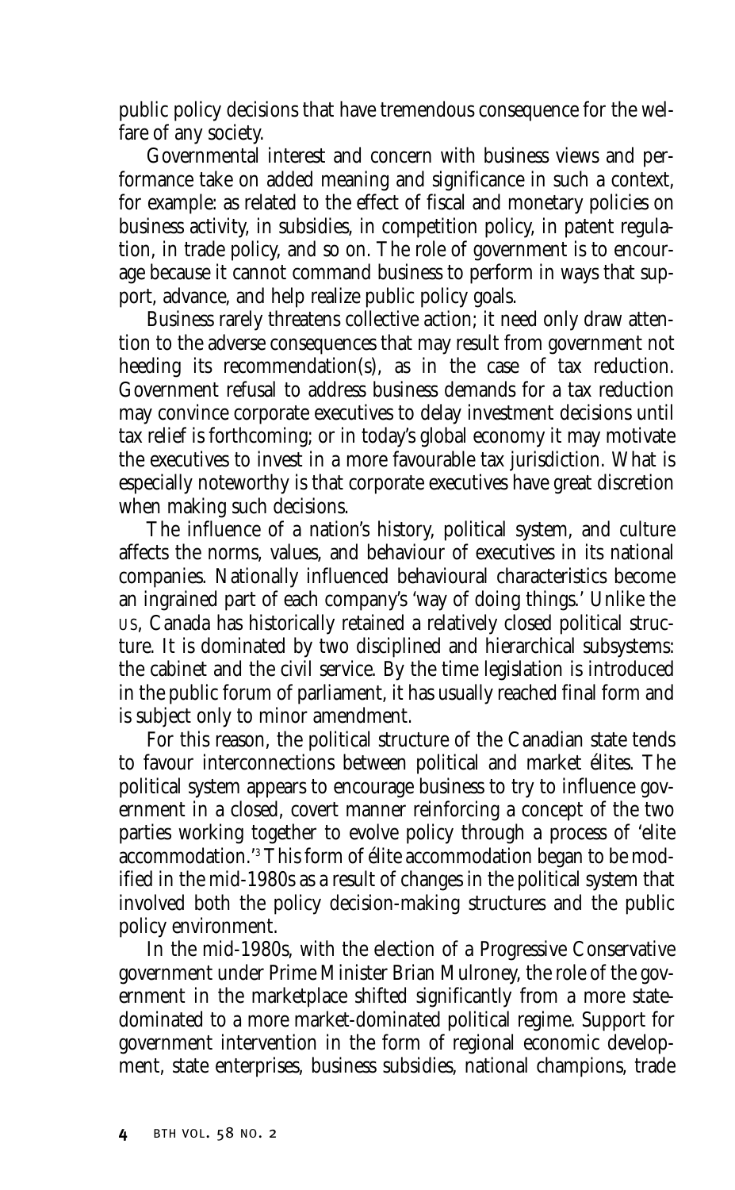public policy decisions that have tremendous consequence for the welfare of any society.

Governmental interest and concern with business views and performance take on added meaning and significance in such a context, for example: as related to the effect of fiscal and monetary policies on business activity, in subsidies, in competition policy, in patent regulation, in trade policy, and so on. The role of government is to encourage because it cannot command business to perform in ways that support, advance, and help realize public policy goals.

Business rarely threatens collective action; it need only draw attention to the adverse consequences that may result from government not heeding its recommendation(s), as in the case of tax reduction. Government refusal to address business demands for a tax reduction may convince corporate executives to delay investment decisions until tax relief is forthcoming; or in today's global economy it may motivate the executives to invest in a more favourable tax jurisdiction. What is especially noteworthy is that corporate executives have great discretion when making such decisions.

The influence of a nation's history, political system, and culture affects the norms, values, and behaviour of executives in its national companies. Nationally influenced behavioural characteristics become an ingrained part of each company's 'way of doing things.' Unlike the US, Canada has historically retained a relatively closed political structure. It is dominated by two disciplined and hierarchical subsystems: the cabinet and the civil service. By the time legislation is introduced in the public forum of parliament, it has usually reached final form and is subject only to minor amendment.

For this reason, the political structure of the Canadian state tends to favour interconnections between political and market élites. The political system appears to encourage business to try to influence government in a closed, covert manner reinforcing a concept of the two parties working together to evolve policy through a process of 'elite accommodation.'[3] This form of élite accommodation began to be modified in the mid-1980s as a result of changes in the political system that involved both the policy decision-making structures and the public policy environment.

In the mid-1980s, with the election of a Progressive Conservative government under Prime Minister Brian Mulroney, the role of the government in the marketplace shifted significantly from a more state-dominated to a more market-dominated political regime. Support for government intervention in the form of regional economic development, state enterprises, business subsidies, national champions, trade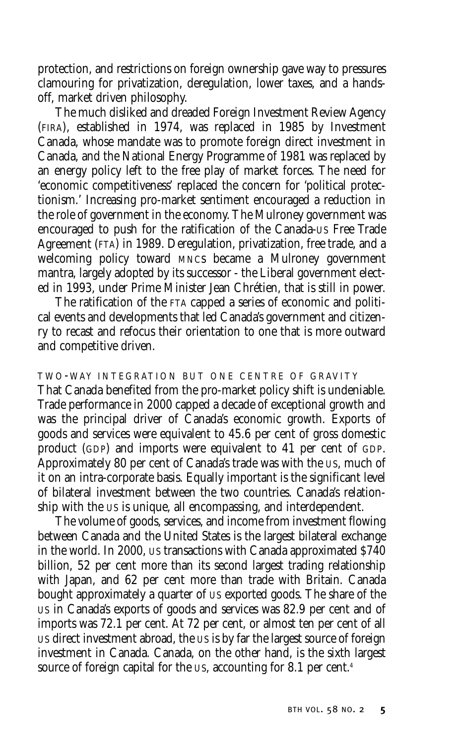protection, and restrictions on foreign ownership gave way to pressures clamouring for privatization, deregulation, lower taxes, and a hands-off, market driven philosophy.

The much disliked and dreaded Foreign Investment Review Agency (FIRA), established in 1974, was replaced in 1985 by Investment Canada, whose mandate was to promote foreign direct investment in Canada, and the National Energy Programme of 1981 was replaced by an energy policy left to the free play of market forces. The need for 'economic competitiveness' replaced the concern for 'political protectionism.' Increasing pro-market sentiment encouraged a reduction in the role of government in the economy. The Mulroney government was encouraged to push for the ratification of the Canada-US Free Trade Agreement (FTA) in 1989. Deregulation, privatization, free trade, and a welcoming policy toward MNCs became a Mulroney government mantra, largely adopted by its successor - the Liberal government elected in 1993, under Prime Minister Jean Chrétien, that is still in power.

The ratification of the FTA capped a series of economic and political events and developments that led Canada's government and citizenry to recast and refocus their orientation to one that is more outward and competitive driven.

## TWO-WAY INTEGRATION BUT ONE CENTRE OF GRAVITY

That Canada benefited from the pro-market policy shift is undeniable. Trade performance in 2000 capped a decade of exceptional growth and was the principal driver of Canada's economic growth. Exports of goods and services were equivalent to 45.6 per cent of gross domestic product (GDP) and imports were equivalent to 41 per cent of GDP. Approximately 80 per cent of Canada's trade was with the US, much of it on an intra-corporate basis. Equally important is the significant level of bilateral investment between the two countries. Canada's relationship with the US is unique, all encompassing, and interdependent.

The volume of goods, services, and income from investment flowing between Canada and the United States is the largest bilateral exchange in the world. In 2000, US transactions with Canada approximated $740 billion, 52 per cent more than its second largest trading relationship with Japan, and 62 per cent more than trade with Britain. Canada bought approximately a quarter of US exported goods. The share of the US in Canada's exports of goods and services was 82.9 per cent and of imports was 72.1 per cent. At 72 per cent, or almost ten per cent of all US direct investment abroad, the US is by far the largest source of foreign investment in Canada. Canada, on the other hand, is the sixth largest source of foreign capital for the US, accounting for 8.1 per cent.[4]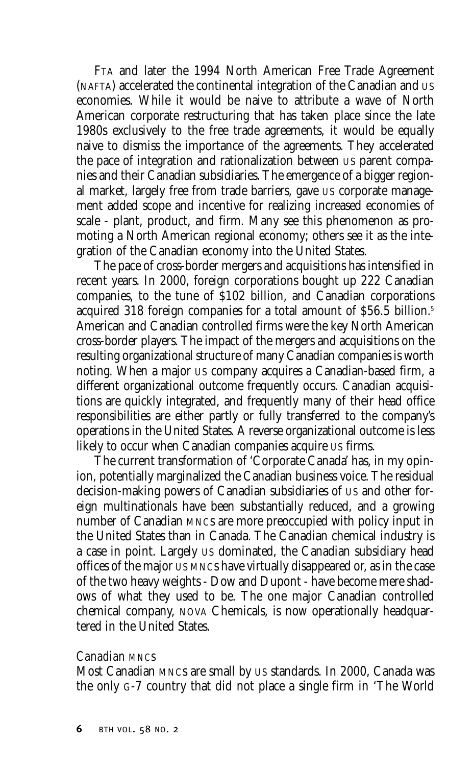FTA and later the 1994 North American Free Trade Agreement (NAFTA) accelerated the continental integration of the Canadian and US economies. While it would be naive to attribute a wave of North American corporate restructuring that has taken place since the late 1980s exclusively to the free trade agreements, it would be equally naive to dismiss the importance of the agreements. They accelerated the pace of integration and rationalization between US parent companies and their Canadian subsidiaries. The emergence of a bigger regional market, largely free from trade barriers, gave US corporate management added scope and incentive for realizing increased economies of scale - plant, product, and firm. Many see this phenomenon as promoting a North American regional economy; others see it as the integration of the Canadian economy into the United States.

The pace of cross-border mergers and acquisitions has intensified in recent years. In 2000, foreign corporations bought up 222 Canadian companies, to the tune of $102 billion, and Canadian corporations acquired 318 foreign companies for a total amount of $56.5 billion.[5] American and Canadian controlled firms were the key North American cross-border players. The impact of the mergers and acquisitions on the resulting organizational structure of many Canadian companies is worth noting. When a major US company acquires a Canadian-based firm, a different organizational outcome frequently occurs. Canadian acquisitions are quickly integrated, and frequently many of their head office responsibilities are either partly or fully transferred to the company's operations in the United States. A reverse organizational outcome is less likely to occur when Canadian companies acquire US firms.

The current transformation of 'Corporate Canada' has, in my opinion, potentially marginalized the Canadian business voice. The residual decision-making powers of Canadian subsidiaries of US and other foreign multinationals have been substantially reduced, and a growing number of Canadian MNCs are more preoccupied with policy input in the United States than in Canada. The Canadian chemical industry is a case in point. Largely US dominated, the Canadian subsidiary head offices of the major US MNCs have virtually disappeared or, as in the case of the two heavy weights - Dow and Dupont - have become mere shadows of what they used to be. The one major Canadian controlled chemical company, NOVA Chemicals, is now operationally headquartered in the United States.

### *Canadian MNCs*

Most Canadian MNCs are small by US standards. In 2000, Canada was the only G-7 country that did not place a single firm in 'The World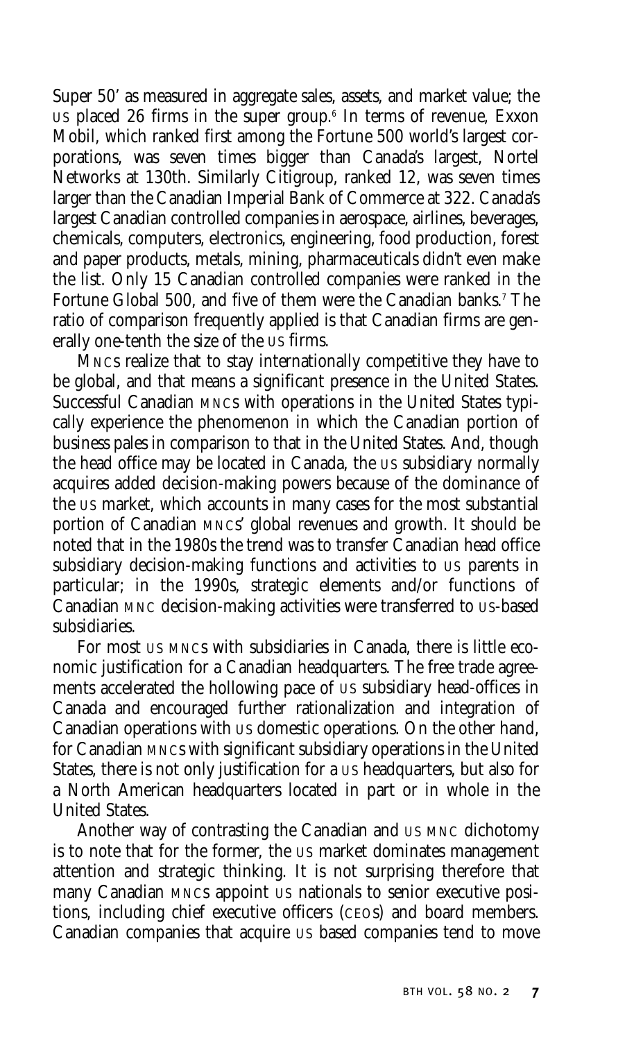Super 50' as measured in aggregate sales, assets, and market value; the US placed 26 firms in the super group.[6] In terms of revenue, Exxon Mobil, which ranked first among the Fortune 500 world's largest corporations, was seven times bigger than Canada's largest, Nortel Networks at 130th. Similarly Citigroup, ranked 12, was seven times larger than the Canadian Imperial Bank of Commerce at 322. Canada's largest Canadian controlled companies in aerospace, airlines, beverages, chemicals, computers, electronics, engineering, food production, forest and paper products, metals, mining, pharmaceuticals didn't even make the list. Only 15 Canadian controlled companies were ranked in the Fortune Global 500, and five of them were the Canadian banks.[7] The ratio of comparison frequently applied is that Canadian firms are generally one-tenth the size of the US firms.

MNCs realize that to stay internationally competitive they have to be global, and that means a significant presence in the United States. Successful Canadian MNCs with operations in the United States typically experience the phenomenon in which the Canadian portion of business pales in comparison to that in the United States. And, though the head office may be located in Canada, the US subsidiary normally acquires added decision-making powers because of the dominance of the US market, which accounts in many cases for the most substantial portion of Canadian MNCs' global revenues and growth. It should be noted that in the 1980s the trend was to transfer Canadian head office subsidiary decision-making functions and activities to US parents in particular; in the 1990s, strategic elements and/or functions of Canadian MNC decision-making activities were transferred to US-based subsidiaries.

For most US MNCs with subsidiaries in Canada, there is little economic justification for a Canadian headquarters. The free trade agreements accelerated the hollowing pace of US subsidiary head-offices in Canada and encouraged further rationalization and integration of Canadian operations with US domestic operations. On the other hand, for Canadian MNCs with significant subsidiary operations in the United States, there is not only justification for a US headquarters, but also for a North American headquarters located in part or in whole in the United States.

Another way of contrasting the Canadian and US MNC dichotomy is to note that for the former, the US market dominates management attention and strategic thinking. It is not surprising therefore that many Canadian MNCs appoint US nationals to senior executive positions, including chief executive officers (CEOs) and board members. Canadian companies that acquire US based companies tend to move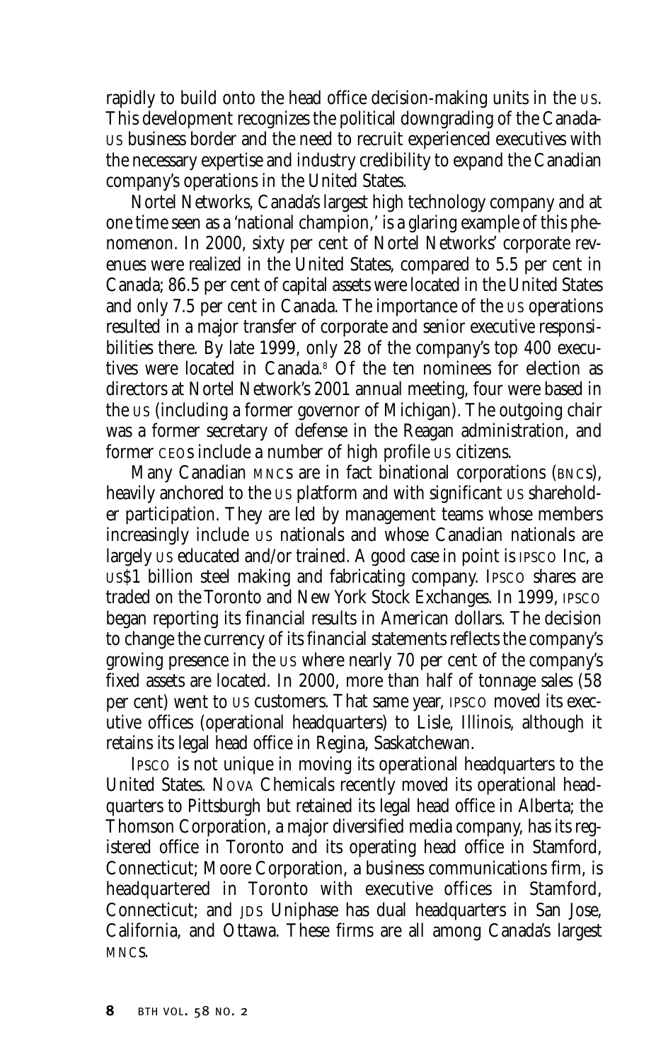rapidly to build onto the head office decision-making units in the US. This development recognizes the political downgrading of the Canada-US business border and the need to recruit experienced executives with the necessary expertise and industry credibility to expand the Canadian company's operations in the United States.

Nortel Networks, Canada's largest high technology company and at one time seen as a 'national champion,' is a glaring example of this phenomenon. In 2000, sixty per cent of Nortel Networks' corporate revenues were realized in the United States, compared to 5.5 per cent in Canada; 86.5 per cent of capital assets were located in the United States and only 7.5 per cent in Canada. The importance of the US operations resulted in a major transfer of corporate and senior executive responsibilities there. By late 1999, only 28 of the company's top 400 executives were located in Canada.[8] Of the ten nominees for election as directors at Nortel Network's 2001 annual meeting, four were based in the US (including a former governor of Michigan). The outgoing chair was a former secretary of defense in the Reagan administration, and former CEOs include a number of high profile US citizens.

Many Canadian MNCs are in fact binational corporations (BNCs), heavily anchored to the US platform and with significant US shareholder participation. They are led by management teams whose members increasingly include US nationals and whose Canadian nationals are largely US educated and/or trained. A good case in point is IPSCO Inc, a US$1 billion steel making and fabricating company. IPSCO shares are traded on the Toronto and New York Stock Exchanges. In 1999, IPSCO began reporting its financial results in American dollars. The decision to change the currency of its financial statements reflects the company's growing presence in the US where nearly 70 per cent of the company's fixed assets are located. In 2000, more than half of tonnage sales (58 per cent) went to US customers. That same year, IPSCO moved its executive offices (operational headquarters) to Lisle, Illinois, although it retains its legal head office in Regina, Saskatchewan.

IPSCO is not unique in moving its operational headquarters to the United States. NOVA Chemicals recently moved its operational headquarters to Pittsburgh but retained its legal head office in Alberta; the Thomson Corporation, a major diversified media company, has its registered office in Toronto and its operating head office in Stamford, Connecticut; Moore Corporation, a business communications firm, is headquartered in Toronto with executive offices in Stamford, Connecticut; and JDS Uniphase has dual headquarters in San Jose, California, and Ottawa. These firms are all among Canada's largest MNCs.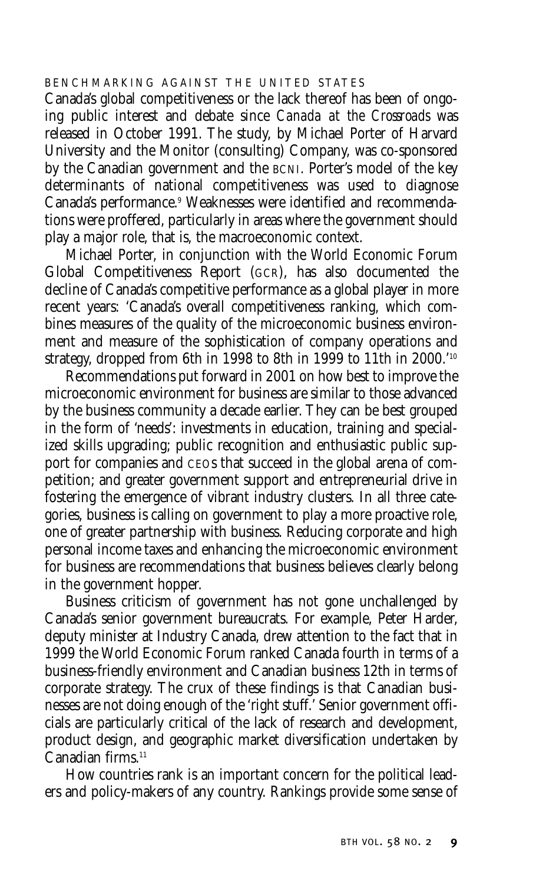### BENCHMARKING AGAINST THE UNITED STATES

Canada's global competitiveness or the lack thereof has been of ongoing public interest and debate since *Canada at the Crossroads* was released in October 1991. The study, by Michael Porter of Harvard University and the Monitor (consulting) Company, was co-sponsored by the Canadian government and the BCNI. Porter's model of the key determinants of national competitiveness was used to diagnose Canada's performance.[9] Weaknesses were identified and recommendations were proffered, particularly in areas where the government should play a major role, that is, the macroeconomic context.

Michael Porter, in conjunction with the World Economic Forum Global Competitiveness Report (GCR), has also documented the decline of Canada's competitive performance as a global player in more recent years: 'Canada's overall competitiveness ranking, which combines measures of the quality of the microeconomic business environment and measure of the sophistication of company operations and strategy, dropped from 6th in 1998 to 8th in 1999 to 11th in 2000.'[10]

Recommendations put forward in 2001 on how best to improve the microeconomic environment for business are similar to those advanced by the business community a decade earlier. They can be best grouped in the form of 'needs': investments in education, training and specialized skills upgrading; public recognition and enthusiastic public support for companies and CEOs that succeed in the global arena of competition; and greater government support and entrepreneurial drive in fostering the emergence of vibrant industry clusters. In all three categories, business is calling on government to play a more proactive role, one of greater partnership with business. Reducing corporate and high personal income taxes and enhancing the microeconomic environment for business are recommendations that business believes clearly belong in the government hopper.

Business criticism of government has not gone unchallenged by Canada's senior government bureaucrats. For example, Peter Harder, deputy minister at Industry Canada, drew attention to the fact that in 1999 the World Economic Forum ranked Canada fourth in terms of a business-friendly environment and Canadian business 12th in terms of corporate strategy. The crux of these findings is that Canadian businesses are not doing enough of the 'right stuff.' Senior government officials are particularly critical of the lack of research and development, product design, and geographic market diversification undertaken by Canadian firms.[11]

How countries rank is an important concern for the political leaders and policy-makers of any country. Rankings provide some sense of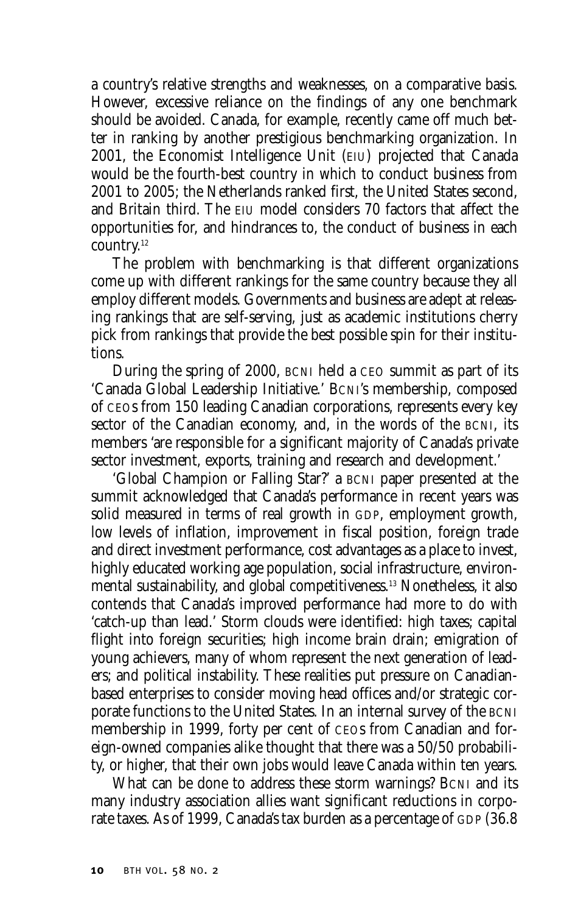a country's relative strengths and weaknesses, on a comparative basis. However, excessive reliance on the findings of any one benchmark should be avoided. Canada, for example, recently came off much better in ranking by another prestigious benchmarking organization. In 2001, the Economist Intelligence Unit (EIU) projected that Canada would be the fourth-best country in which to conduct business from 2001 to 2005; the Netherlands ranked first, the United States second, and Britain third. The EIU model considers 70 factors that affect the opportunities for, and hindrances to, the conduct of business in each country.[12]

The problem with benchmarking is that different organizations come up with different rankings for the same country because they all employ different models. Governments and business are adept at releasing rankings that are self-serving, just as academic institutions cherry pick from rankings that provide the best possible spin for their institutions.

During the spring of 2000, BCNI held a CEO summit as part of its 'Canada Global Leadership Initiative.' BCNI's membership, composed of CEOs from 150 leading Canadian corporations, represents every key sector of the Canadian economy, and, in the words of the BCNI, its members 'are responsible for a significant majority of Canada's private sector investment, exports, training and research and development.'

'Global Champion or Falling Star?' a BCNI paper presented at the summit acknowledged that Canada's performance in recent years was solid measured in terms of real growth in GDP, employment growth, low levels of inflation, improvement in fiscal position, foreign trade and direct investment performance, cost advantages as a place to invest, highly educated working age population, social infrastructure, environmental sustainability, and global competitiveness.[13] Nonetheless, it also contends that Canada's improved performance had more to do with 'catch-up than lead.' Storm clouds were identified: high taxes; capital flight into foreign securities; high income brain drain; emigration of young achievers, many of whom represent the next generation of leaders; and political instability. These realities put pressure on Canadian-based enterprises to consider moving head offices and/or strategic corporate functions to the United States. In an internal survey of the BCNI membership in 1999, forty per cent of CEOs from Canadian and foreign-owned companies alike thought that there was a 50/50 probability, or higher, that their own jobs would leave Canada within ten years.

What can be done to address these storm warnings? BCNI and its many industry association allies want significant reductions in corporate taxes. As of 1999, Canada's tax burden as a percentage of GDP (36.8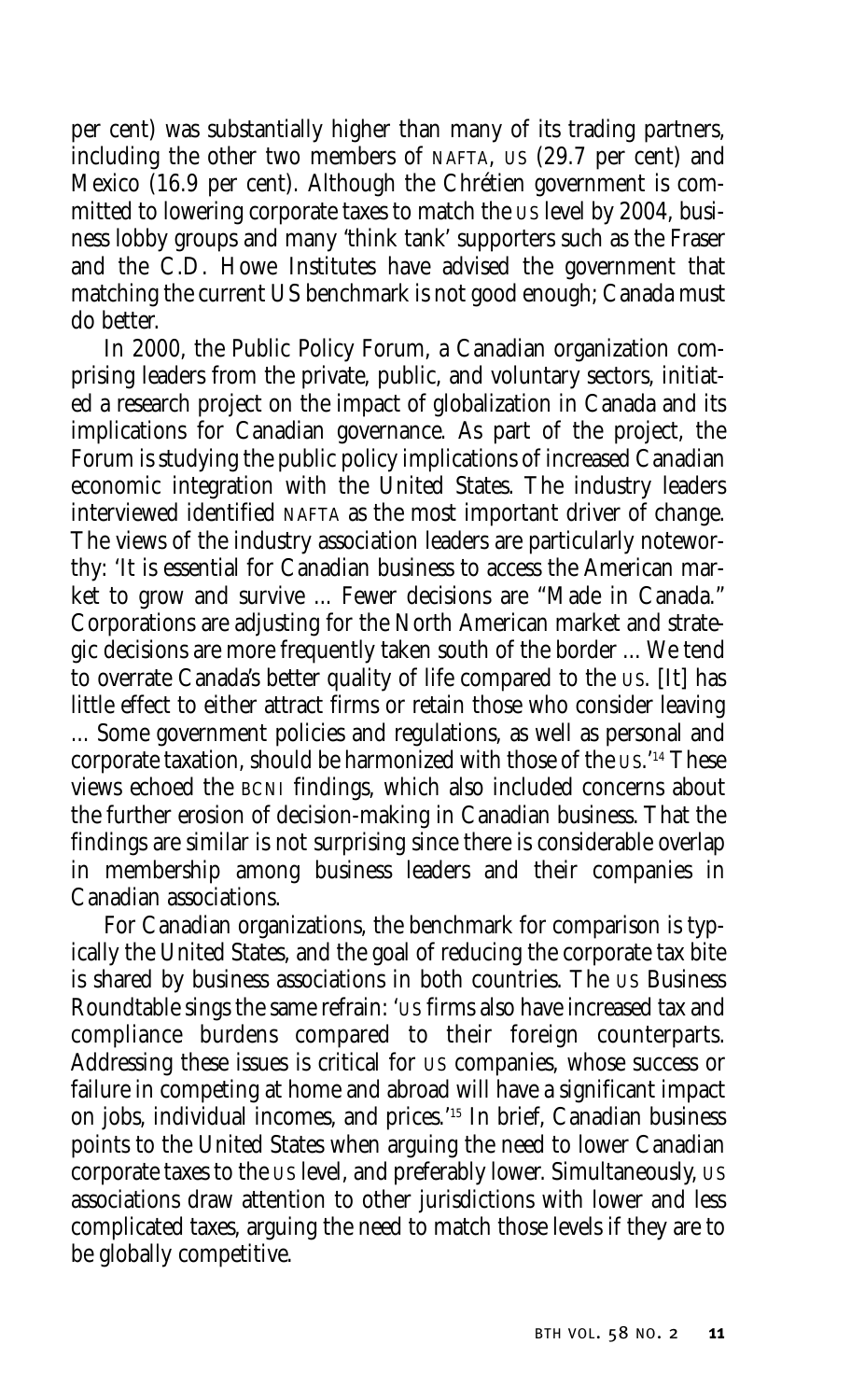per cent) was substantially higher than many of its trading partners, including the other two members of NAFTA, US (29.7 per cent) and Mexico (16.9 per cent). Although the Chrétien government is committed to lowering corporate taxes to match the US level by 2004, business lobby groups and many 'think tank' supporters such as the Fraser and the C.D. Howe Institutes have advised the government that matching the current US benchmark is not good enough; Canada must do better.

In 2000, the Public Policy Forum, a Canadian organization comprising leaders from the private, public, and voluntary sectors, initiated a research project on the impact of globalization in Canada and its implications for Canadian governance. As part of the project, the Forum is studying the public policy implications of increased Canadian economic integration with the United States. The industry leaders interviewed identified NAFTA as the most important driver of change. The views of the industry association leaders are particularly noteworthy: 'It is essential for Canadian business to access the American market to grow and survive ... Fewer decisions are "Made in Canada." Corporations are adjusting for the North American market and strategic decisions are more frequently taken south of the border ... We tend to overrate Canada's better quality of life compared to the US. [It] has little effect to either attract firms or retain those who consider leaving ... Some government policies and regulations, as well as personal and corporate taxation, should be harmonized with those of the US.'[14] These views echoed the BCNI findings, which also included concerns about the further erosion of decision-making in Canadian business. That the findings are similar is not surprising since there is considerable overlap in membership among business leaders and their companies in Canadian associations.

For Canadian organizations, the benchmark for comparison is typically the United States, and the goal of reducing the corporate tax bite is shared by business associations in both countries. The US Business Roundtable sings the same refrain: 'US firms also have increased tax and compliance burdens compared to their foreign counterparts. Addressing these issues is critical for US companies, whose success or failure in competing at home and abroad will have a significant impact on jobs, individual incomes, and prices.'[15] In brief, Canadian business points to the United States when arguing the need to lower Canadian corporate taxes to the US level, and preferably lower. Simultaneously, US associations draw attention to other jurisdictions with lower and less complicated taxes, arguing the need to match those levels if they are to be globally competitive.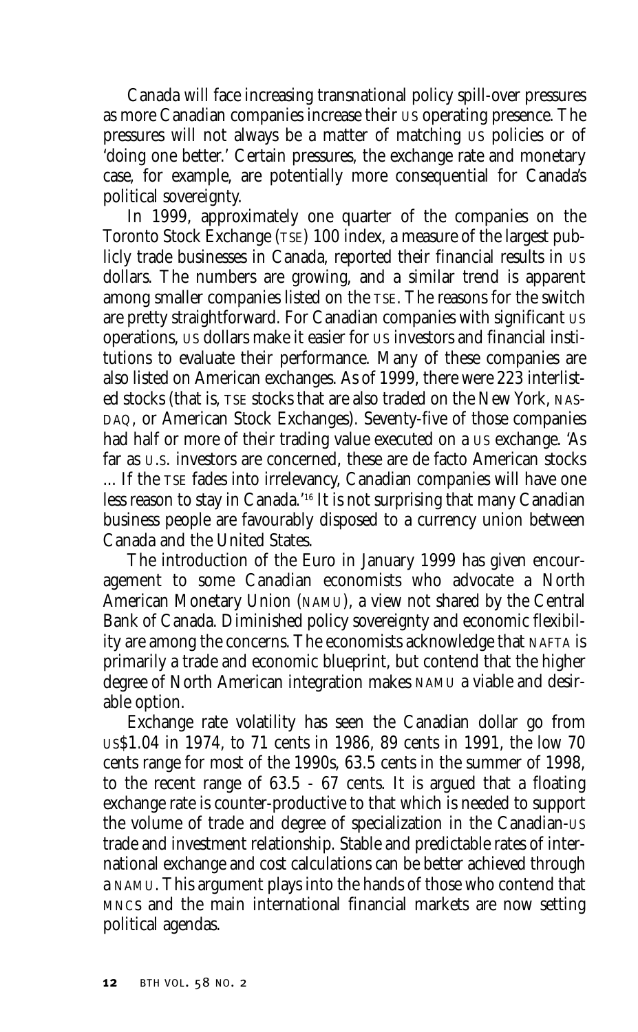Canada will face increasing transnational policy spill-over pressures as more Canadian companies increase their US operating presence. The pressures will not always be a matter of matching US policies or of 'doing one better.' Certain pressures, the exchange rate and monetary case, for example, are potentially more consequential for Canada's political sovereignty.

In 1999, approximately one quarter of the companies on the Toronto Stock Exchange (TSE) 100 index, a measure of the largest publicly trade businesses in Canada, reported their financial results in US dollars. The numbers are growing, and a similar trend is apparent among smaller companies listed on the TSE. The reasons for the switch are pretty straightforward. For Canadian companies with significant US operations, US dollars make it easier for US investors and financial institutions to evaluate their performance. Many of these companies are also listed on American exchanges. As of 1999, there were 223 interlisted stocks (that is, TSE stocks that are also traded on the New York, NASDAQ, or American Stock Exchanges). Seventy-five of those companies had half or more of their trading value executed on a US exchange. 'As far as U.S. investors are concerned, these are de facto American stocks ... If the TSE fades into irrelevancy, Canadian companies will have one less reason to stay in Canada.'[16] It is not surprising that many Canadian business people are favourably disposed to a currency union between Canada and the United States.

The introduction of the Euro in January 1999 has given encouragement to some Canadian economists who advocate a North American Monetary Union (NAMU), a view not shared by the Central Bank of Canada. Diminished policy sovereignty and economic flexibility are among the concerns. The economists acknowledge that NAFTA is primarily a trade and economic blueprint, but contend that the higher degree of North American integration makes NAMU a viable and desirable option.

Exchange rate volatility has seen the Canadian dollar go from US$1.04 in 1974, to 71 cents in 1986, 89 cents in 1991, the low 70 cents range for most of the 1990s, 63.5 cents in the summer of 1998, to the recent range of 63.5 - 67 cents. It is argued that a floating exchange rate is counter-productive to that which is needed to support the volume of trade and degree of specialization in the Canadian-US trade and investment relationship. Stable and predictable rates of international exchange and cost calculations can be better achieved through a NAMU. This argument plays into the hands of those who contend that MNCs and the main international financial markets are now setting political agendas.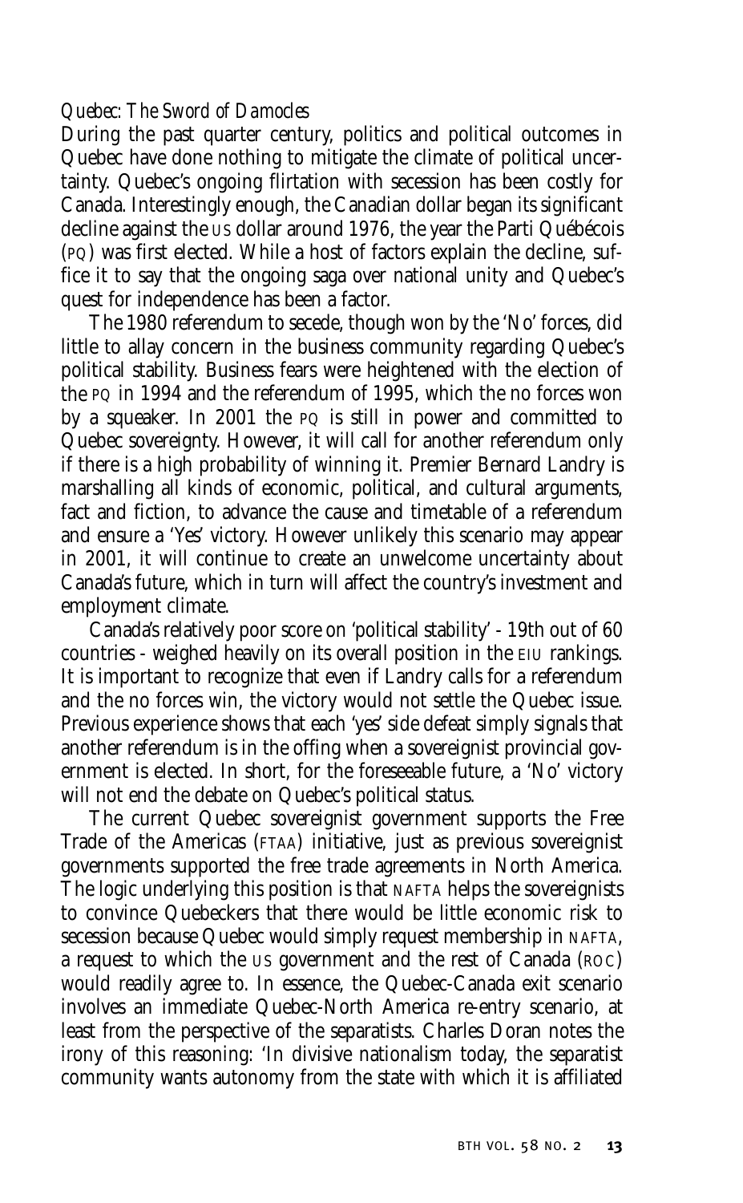*Quebec: The Sword of Damocles*

During the past quarter century, politics and political outcomes in Quebec have done nothing to mitigate the climate of political uncertainty. Quebec's ongoing flirtation with secession has been costly for Canada. Interestingly enough, the Canadian dollar began its significant decline against the US dollar around 1976, the year the Parti Québécois (PQ) was first elected. While a host of factors explain the decline, suffice it to say that the ongoing saga over national unity and Quebec's quest for independence has been a factor.

The 1980 referendum to secede, though won by the 'No' forces, did little to allay concern in the business community regarding Quebec's political stability. Business fears were heightened with the election of the PQ in 1994 and the referendum of 1995, which the no forces won by a squeaker. In 2001 the PQ is still in power and committed to Quebec sovereignty. However, it will call for another referendum only if there is a high probability of winning it. Premier Bernard Landry is marshalling all kinds of economic, political, and cultural arguments, fact and fiction, to advance the cause and timetable of a referendum and ensure a 'Yes' victory. However unlikely this scenario may appear in 2001, it will continue to create an unwelcome uncertainty about Canada's future, which in turn will affect the country's investment and employment climate.

Canada's relatively poor score on 'political stability' - 19th out of 60 countries - weighed heavily on its overall position in the EIU rankings. It is important to recognize that even if Landry calls for a referendum and the no forces win, the victory would not settle the Quebec issue. Previous experience shows that each 'yes' side defeat simply signals that another referendum is in the offing when a sovereignist provincial government is elected. In short, for the foreseeable future, a 'No' victory will not end the debate on Quebec's political status.

The current Quebec sovereignist government supports the Free Trade of the Americas (FTAA) initiative, just as previous sovereignist governments supported the free trade agreements in North America. The logic underlying this position is that NAFTA helps the sovereignists to convince Quebeckers that there would be little economic risk to secession because Quebec would simply request membership in NAFTA, a request to which the US government and the rest of Canada (ROC) would readily agree to. In essence, the Quebec-Canada exit scenario involves an immediate Quebec-North America re-entry scenario, at least from the perspective of the separatists. Charles Doran notes the irony of this reasoning: 'In divisive nationalism today, the separatist community wants autonomy from the state with which it is affiliated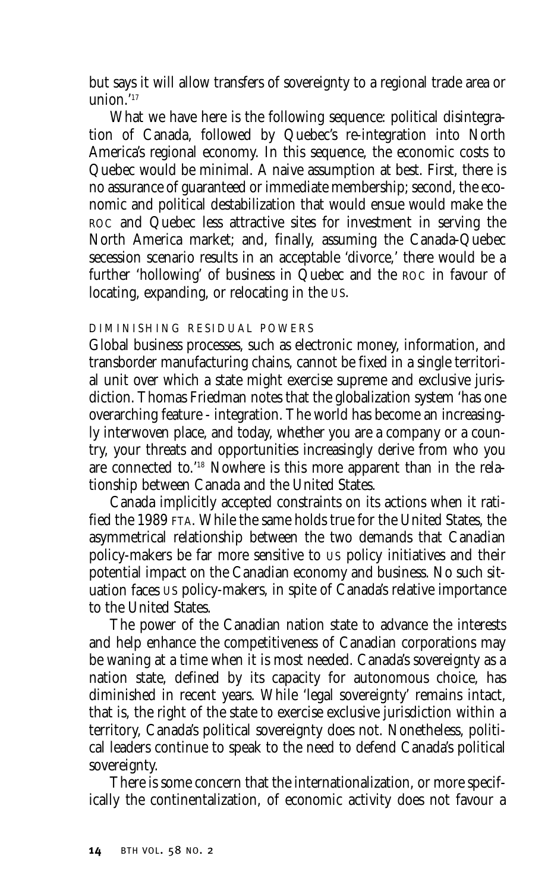but says it will allow transfers of sovereignty to a regional trade area or union.'[17]

What we have here is the following sequence: political disintegration of Canada, followed by Quebec's re-integration into North America's regional economy. In this sequence, the economic costs to Quebec would be minimal. A naive assumption at best. First, there is no assurance of guaranteed or immediate membership; second, the economic and political destabilization that would ensue would make the ROC and Quebec less attractive sites for investment in serving the North America market; and, finally, assuming the Canada-Quebec secession scenario results in an acceptable 'divorce,' there would be a further 'hollowing' of business in Quebec and the ROC in favour of locating, expanding, or relocating in the US.

### DIMINISHING RESIDUAL POWERS

Global business processes, such as electronic money, information, and transborder manufacturing chains, cannot be fixed in a single territorial unit over which a state might exercise supreme and exclusive jurisdiction. Thomas Friedman notes that the globalization system 'has one overarching feature - integration. The world has become an increasingly interwoven place, and today, whether you are a company or a country, your threats and opportunities increasingly derive from who you are connected to.'[18] Nowhere is this more apparent than in the relationship between Canada and the United States.

Canada implicitly accepted constraints on its actions when it ratified the 1989 FTA. While the same holds true for the United States, the asymmetrical relationship between the two demands that Canadian policy-makers be far more sensitive to US policy initiatives and their potential impact on the Canadian economy and business. No such situation faces US policy-makers, in spite of Canada's relative importance to the United States.

The power of the Canadian nation state to advance the interests and help enhance the competitiveness of Canadian corporations may be waning at a time when it is most needed. Canada's sovereignty as a nation state, defined by its capacity for autonomous choice, has diminished in recent years. While 'legal sovereignty' remains intact, that is, the right of the state to exercise exclusive jurisdiction within a territory, Canada's political sovereignty does not. Nonetheless, political leaders continue to speak to the need to defend Canada's political sovereignty.

There is some concern that the internationalization, or more specifically the continentalization, of economic activity does not favour a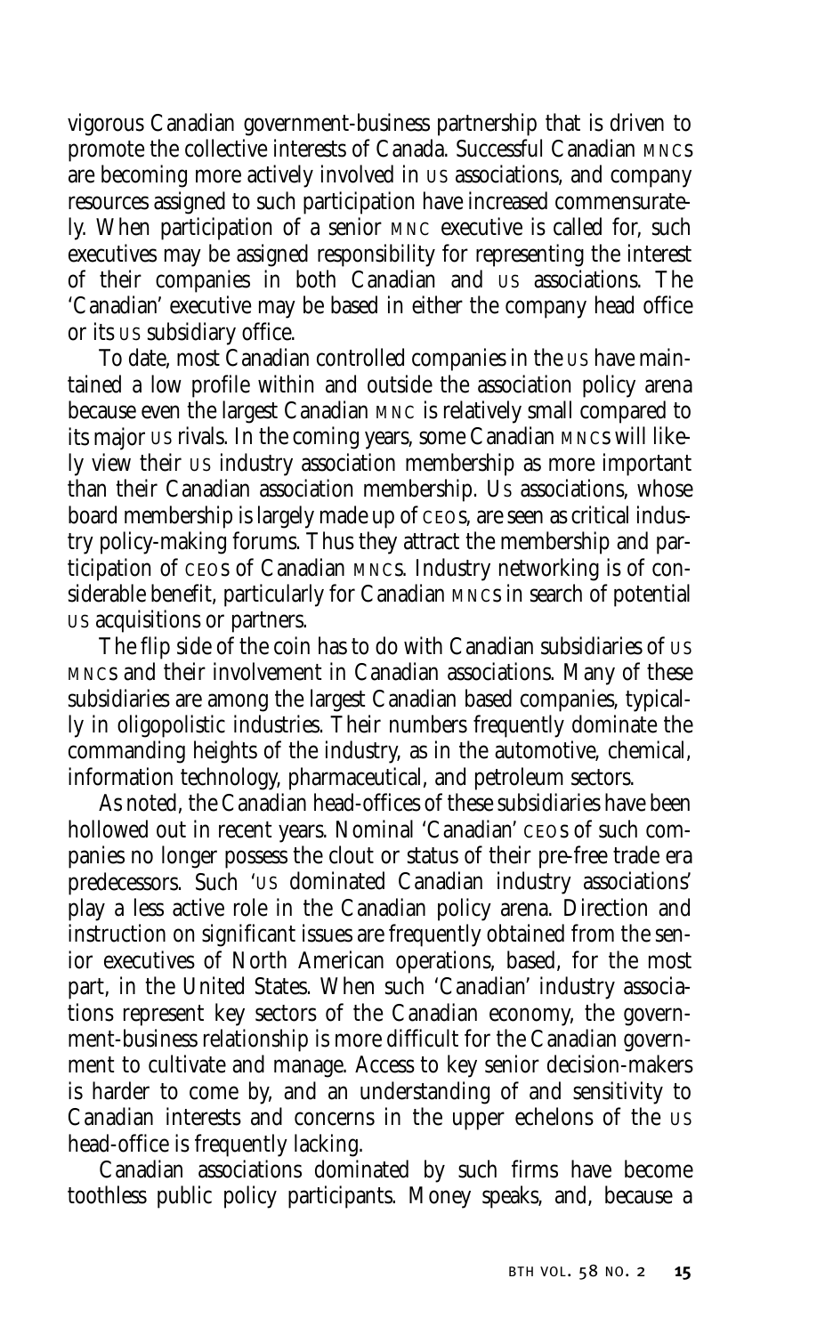vigorous Canadian government-business partnership that is driven to promote the collective interests of Canada. Successful Canadian MNCs are becoming more actively involved in US associations, and company resources assigned to such participation have increased commensurately. When participation of a senior MNC executive is called for, such executives may be assigned responsibility for representing the interest of their companies in both Canadian and US associations. The 'Canadian' executive may be based in either the company head office or its US subsidiary office.

To date, most Canadian controlled companies in the US have maintained a low profile within and outside the association policy arena because even the largest Canadian MNC is relatively small compared to its major US rivals. In the coming years, some Canadian MNCs will likely view their US industry association membership as more important than their Canadian association membership. US associations, whose board membership is largely made up of CEOs, are seen as critical industry policy-making forums. Thus they attract the membership and participation of CEOs of Canadian MNCs. Industry networking is of considerable benefit, particularly for Canadian MNCs in search of potential US acquisitions or partners.

The flip side of the coin has to do with Canadian subsidiaries of US MNCs and their involvement in Canadian associations. Many of these subsidiaries are among the largest Canadian based companies, typically in oligopolistic industries. Their numbers frequently dominate the commanding heights of the industry, as in the automotive, chemical, information technology, pharmaceutical, and petroleum sectors.

As noted, the Canadian head-offices of these subsidiaries have been hollowed out in recent years. Nominal 'Canadian' CEOs of such companies no longer possess the clout or status of their pre-free trade era predecessors. Such 'US dominated Canadian industry associations' play a less active role in the Canadian policy arena. Direction and instruction on significant issues are frequently obtained from the senior executives of North American operations, based, for the most part, in the United States. When such 'Canadian' industry associations represent key sectors of the Canadian economy, the government-business relationship is more difficult for the Canadian government to cultivate and manage. Access to key senior decision-makers is harder to come by, and an understanding of and sensitivity to Canadian interests and concerns in the upper echelons of the US head-office is frequently lacking.

Canadian associations dominated by such firms have become toothless public policy participants. Money speaks, and, because a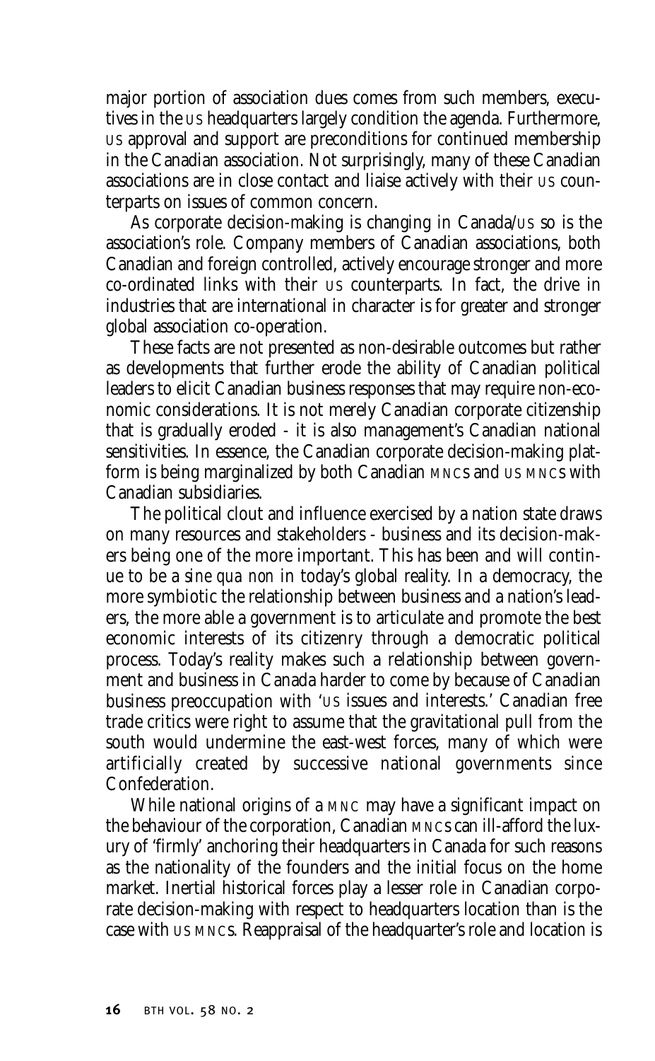major portion of association dues comes from such members, executives in the US headquarters largely condition the agenda. Furthermore, US approval and support are preconditions for continued membership in the Canadian association. Not surprisingly, many of these Canadian associations are in close contact and liaise actively with their US counterparts on issues of common concern.

As corporate decision-making is changing in Canada/US so is the association's role. Company members of Canadian associations, both Canadian and foreign controlled, actively encourage stronger and more co-ordinated links with their US counterparts. In fact, the drive in industries that are international in character is for greater and stronger global association co-operation.

These facts are not presented as non-desirable outcomes but rather as developments that further erode the ability of Canadian political leaders to elicit Canadian business responses that may require non-economic considerations. It is not merely Canadian corporate citizenship that is gradually eroded - it is also management's Canadian national sensitivities. In essence, the Canadian corporate decision-making platform is being marginalized by both Canadian MNCs and US MNCs with Canadian subsidiaries.

The political clout and influence exercised by a nation state draws on many resources and stakeholders - business and its decision-makers being one of the more important. This has been and will continue to be a *sine qua non* in today's global reality. In a democracy, the more symbiotic the relationship between business and a nation's leaders, the more able a government is to articulate and promote the best economic interests of its citizenry through a democratic political process. Today's reality makes such a relationship between government and business in Canada harder to come by because of Canadian business preoccupation with 'US issues and interests.' Canadian free trade critics were right to assume that the gravitational pull from the south would undermine the east-west forces, many of which were artificially created by successive national governments since Confederation.

While national origins of a MNC may have a significant impact on the behaviour of the corporation, Canadian MNCs can ill-afford the luxury of 'firmly' anchoring their headquarters in Canada for such reasons as the nationality of the founders and the initial focus on the home market. Inertial historical forces play a lesser role in Canadian corporate decision-making with respect to headquarters location than is the case with US MNCs. Reappraisal of the headquarter's role and location is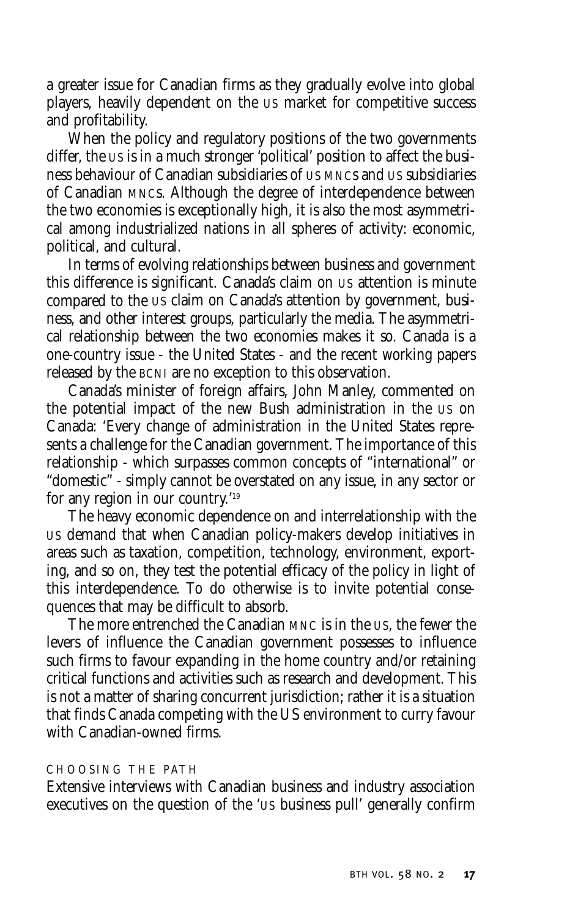a greater issue for Canadian firms as they gradually evolve into global players, heavily dependent on the US market for competitive success and profitability.

When the policy and regulatory positions of the two governments differ, the US is in a much stronger 'political' position to affect the business behaviour of Canadian subsidiaries of US MNCs and US subsidiaries of Canadian MNCs. Although the degree of interdependence between the two economies is exceptionally high, it is also the most asymmetrical among industrialized nations in all spheres of activity: economic, political, and cultural.

In terms of evolving relationships between business and government this difference is significant. Canada's claim on US attention is minute compared to the US claim on Canada's attention by government, business, and other interest groups, particularly the media. The asymmetrical relationship between the two economies makes it so. Canada is a one-country issue - the United States - and the recent working papers released by the BCNI are no exception to this observation.

Canada's minister of foreign affairs, John Manley, commented on the potential impact of the new Bush administration in the US on Canada: 'Every change of administration in the United States represents a challenge for the Canadian government. The importance of this relationship - which surpasses common concepts of "international" or "domestic" - simply cannot be overstated on any issue, in any sector or for any region in our country.'[19]

The heavy economic dependence on and interrelationship with the US demand that when Canadian policy-makers develop initiatives in areas such as taxation, competition, technology, environment, exporting, and so on, they test the potential efficacy of the policy in light of this interdependence. To do otherwise is to invite potential consequences that may be difficult to absorb.

The more entrenched the Canadian MNC is in the US, the fewer the levers of influence the Canadian government possesses to influence such firms to favour expanding in the home country and/or retaining critical functions and activities such as research and development. This is not a matter of sharing concurrent jurisdiction; rather it is a situation that finds Canada competing with the US environment to curry favour with Canadian-owned firms.

## CHOOSING THE PATH

Extensive interviews with Canadian business and industry association executives on the question of the 'US business pull' generally confirm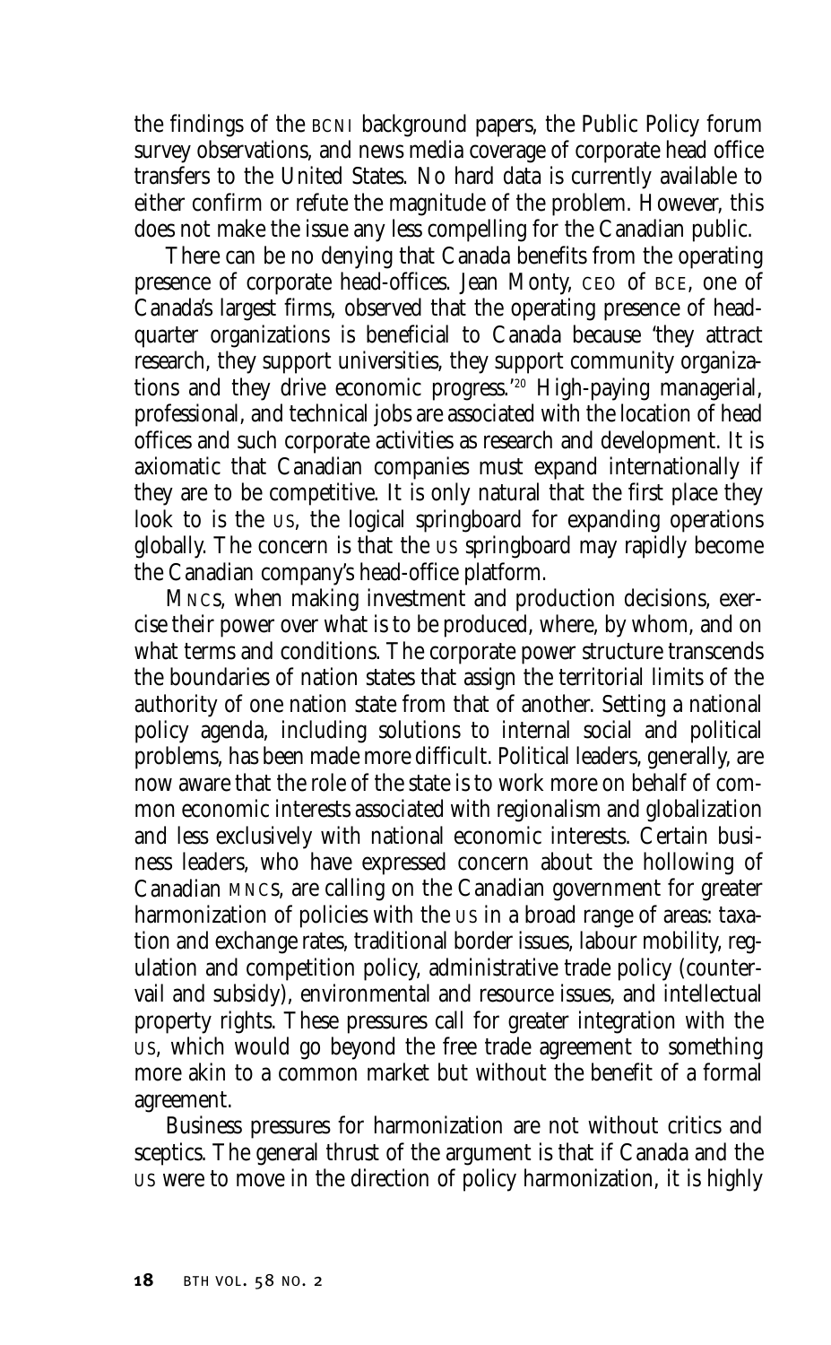the findings of the BCNI background papers, the Public Policy forum survey observations, and news media coverage of corporate head office transfers to the United States. No hard data is currently available to either confirm or refute the magnitude of the problem. However, this does not make the issue any less compelling for the Canadian public.

There can be no denying that Canada benefits from the operating presence of corporate head-offices. Jean Monty, CEO of BCE, one of Canada's largest firms, observed that the operating presence of headquarter organizations is beneficial to Canada because 'they attract research, they support universities, they support community organizations and they drive economic progress.'[20] High-paying managerial, professional, and technical jobs are associated with the location of head offices and such corporate activities as research and development. It is axiomatic that Canadian companies must expand internationally if they are to be competitive. It is only natural that the first place they look to is the US, the logical springboard for expanding operations globally. The concern is that the US springboard may rapidly become the Canadian company's head-office platform.

MNCs, when making investment and production decisions, exercise their power over what is to be produced, where, by whom, and on what terms and conditions. The corporate power structure transcends the boundaries of nation states that assign the territorial limits of the authority of one nation state from that of another. Setting a national policy agenda, including solutions to internal social and political problems, has been made more difficult. Political leaders, generally, are now aware that the role of the state is to work more on behalf of common economic interests associated with regionalism and globalization and less exclusively with national economic interests. Certain business leaders, who have expressed concern about the hollowing of Canadian MNCs, are calling on the Canadian government for greater harmonization of policies with the US in a broad range of areas: taxation and exchange rates, traditional border issues, labour mobility, regulation and competition policy, administrative trade policy (countervail and subsidy), environmental and resource issues, and intellectual property rights. These pressures call for greater integration with the US, which would go beyond the free trade agreement to something more akin to a common market but without the benefit of a formal agreement.

Business pressures for harmonization are not without critics and sceptics. The general thrust of the argument is that if Canada and the US were to move in the direction of policy harmonization, it is highly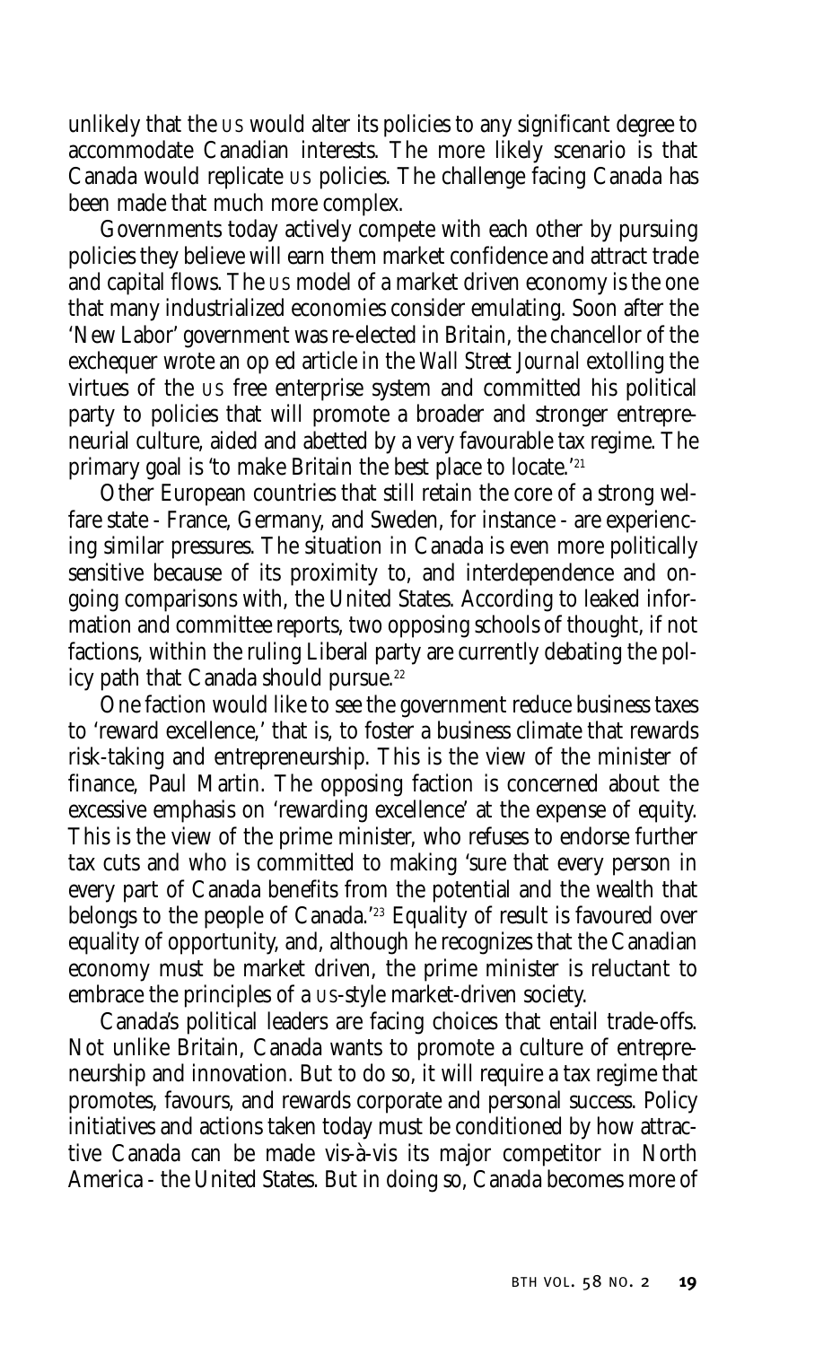unlikely that the US would alter its policies to any significant degree to accommodate Canadian interests. The more likely scenario is that Canada would replicate US policies. The challenge facing Canada has been made that much more complex.

Governments today actively compete with each other by pursuing policies they believe will earn them market confidence and attract trade and capital flows. The US model of a market driven economy is the one that many industrialized economies consider emulating. Soon after the 'New Labor' government was re-elected in Britain, the chancellor of the exchequer wrote an op ed article in the *Wall Street Journal* extolling the virtues of the US free enterprise system and committed his political party to policies that will promote a broader and stronger entrepreneurial culture, aided and abetted by a very favourable tax regime. The primary goal is 'to make Britain the best place to locate.'[21]

Other European countries that still retain the core of a strong welfare state - France, Germany, and Sweden, for instance - are experiencing similar pressures. The situation in Canada is even more politically sensitive because of its proximity to, and interdependence and ongoing comparisons with, the United States. According to leaked information and committee reports, two opposing schools of thought, if not factions, within the ruling Liberal party are currently debating the policy path that Canada should pursue.[22]

One faction would like to see the government reduce business taxes to 'reward excellence,' that is, to foster a business climate that rewards risk-taking and entrepreneurship. This is the view of the minister of finance, Paul Martin. The opposing faction is concerned about the excessive emphasis on 'rewarding excellence' at the expense of equity. This is the view of the prime minister, who refuses to endorse further tax cuts and who is committed to making 'sure that every person in every part of Canada benefits from the potential and the wealth that belongs to the people of Canada.'[23] Equality of result is favoured over equality of opportunity, and, although he recognizes that the Canadian economy must be market driven, the prime minister is reluctant to embrace the principles of a US-style market-driven society.

Canada's political leaders are facing choices that entail trade-offs. Not unlike Britain, Canada wants to promote a culture of entrepreneurship and innovation. But to do so, it will require a tax regime that promotes, favours, and rewards corporate and personal success. Policy initiatives and actions taken today must be conditioned by how attractive Canada can be made vis-à-vis its major competitor in North America - the United States. But in doing so, Canada becomes more of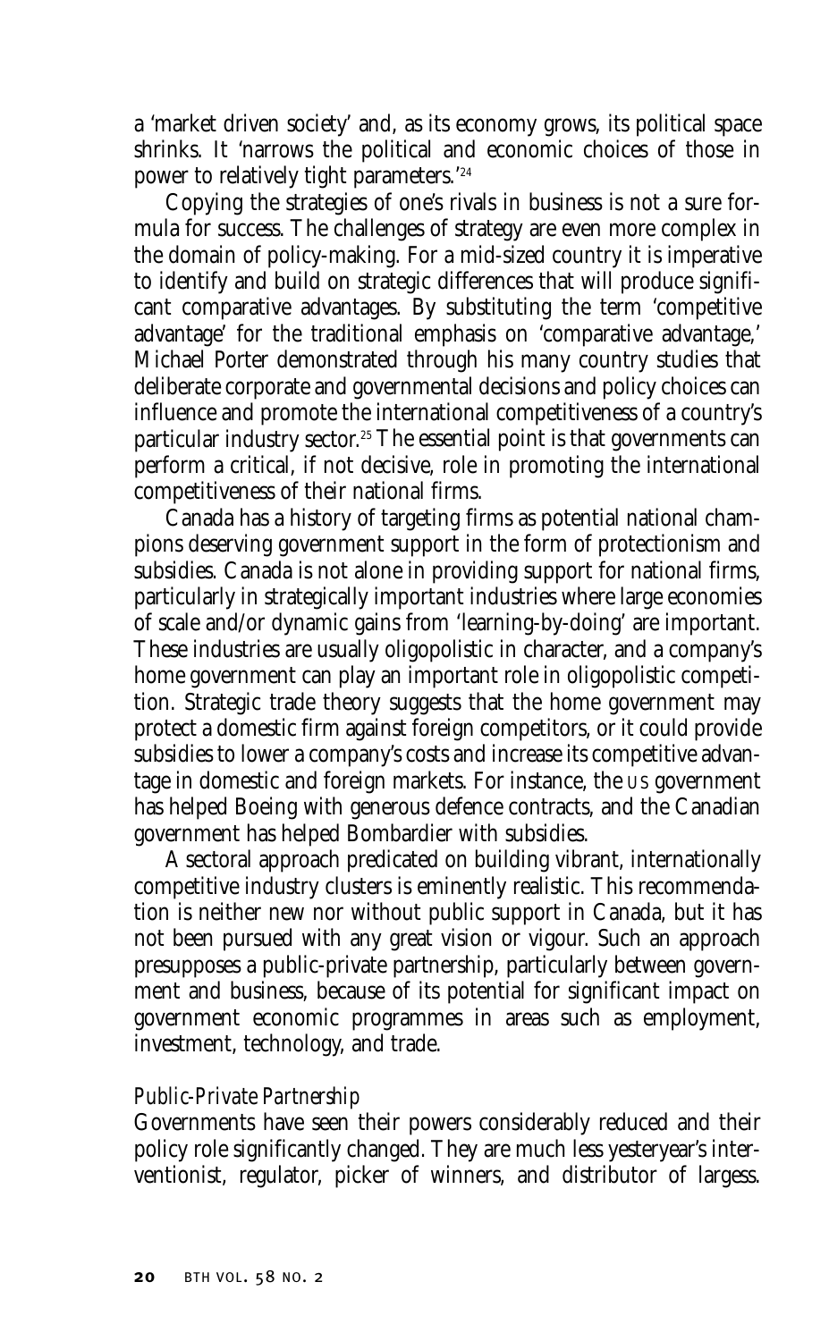a 'market driven society' and, as its economy grows, its political space shrinks. It 'narrows the political and economic choices of those in power to relatively tight parameters.'[24]

Copying the strategies of one's rivals in business is not a sure formula for success. The challenges of strategy are even more complex in the domain of policy-making. For a mid-sized country it is imperative to identify and build on strategic differences that will produce significant comparative advantages. By substituting the term 'competitive advantage' for the traditional emphasis on 'comparative advantage,' Michael Porter demonstrated through his many country studies that deliberate corporate and governmental decisions and policy choices can influence and promote the international competitiveness of a country's particular industry sector.[25] The essential point is that governments can perform a critical, if not decisive, role in promoting the international competitiveness of their national firms.

Canada has a history of targeting firms as potential national champions deserving government support in the form of protectionism and subsidies. Canada is not alone in providing support for national firms, particularly in strategically important industries where large economies of scale and/or dynamic gains from 'learning-by-doing' are important. These industries are usually oligopolistic in character, and a company's home government can play an important role in oligopolistic competition. Strategic trade theory suggests that the home government may protect a domestic firm against foreign competitors, or it could provide subsidies to lower a company's costs and increase its competitive advantage in domestic and foreign markets. For instance, the US government has helped Boeing with generous defence contracts, and the Canadian government has helped Bombardier with subsidies.

A sectoral approach predicated on building vibrant, internationally competitive industry clusters is eminently realistic. This recommendation is neither new nor without public support in Canada, but it has not been pursued with any great vision or vigour. Such an approach presupposes a public-private partnership, particularly between government and business, because of its potential for significant impact on government economic programmes in areas such as employment, investment, technology, and trade.

### *Public-Private Partnership*

Governments have seen their powers considerably reduced and their policy role significantly changed. They are much less yesteryear's interventionist, regulator, picker of winners, and distributor of largess.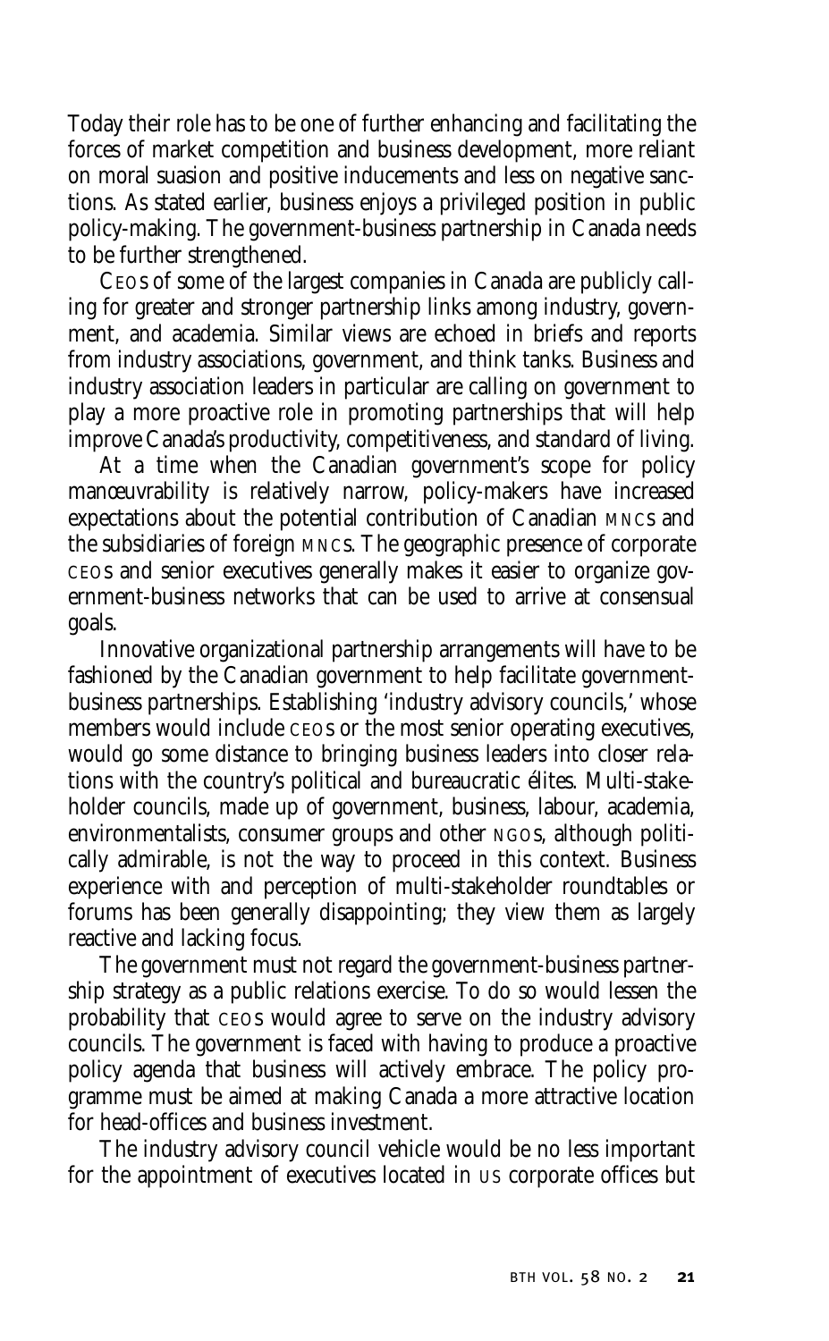Today their role has to be one of further enhancing and facilitating the forces of market competition and business development, more reliant on moral suasion and positive inducements and less on negative sanctions. As stated earlier, business enjoys a privileged position in public policy-making. The government-business partnership in Canada needs to be further strengthened.

CEOs of some of the largest companies in Canada are publicly calling for greater and stronger partnership links among industry, government, and academia. Similar views are echoed in briefs and reports from industry associations, government, and think tanks. Business and industry association leaders in particular are calling on government to play a more proactive role in promoting partnerships that will help improve Canada's productivity, competitiveness, and standard of living.

At a time when the Canadian government's scope for policy manœuvrability is relatively narrow, policy-makers have increased expectations about the potential contribution of Canadian MNCs and the subsidiaries of foreign MNCs. The geographic presence of corporate CEOs and senior executives generally makes it easier to organize government-business networks that can be used to arrive at consensual goals.

Innovative organizational partnership arrangements will have to be fashioned by the Canadian government to help facilitate government-business partnerships. Establishing 'industry advisory councils,' whose members would include CEOs or the most senior operating executives, would go some distance to bringing business leaders into closer relations with the country's political and bureaucratic élites. Multi-stakeholder councils, made up of government, business, labour, academia, environmentalists, consumer groups and other NGOs, although politically admirable, is not the way to proceed in this context. Business experience with and perception of multi-stakeholder roundtables or forums has been generally disappointing; they view them as largely reactive and lacking focus.

The government must not regard the government-business partnership strategy as a public relations exercise. To do so would lessen the probability that CEOs would agree to serve on the industry advisory councils. The government is faced with having to produce a proactive policy agenda that business will actively embrace. The policy programme must be aimed at making Canada a more attractive location for head-offices and business investment.

The industry advisory council vehicle would be no less important for the appointment of executives located in US corporate offices but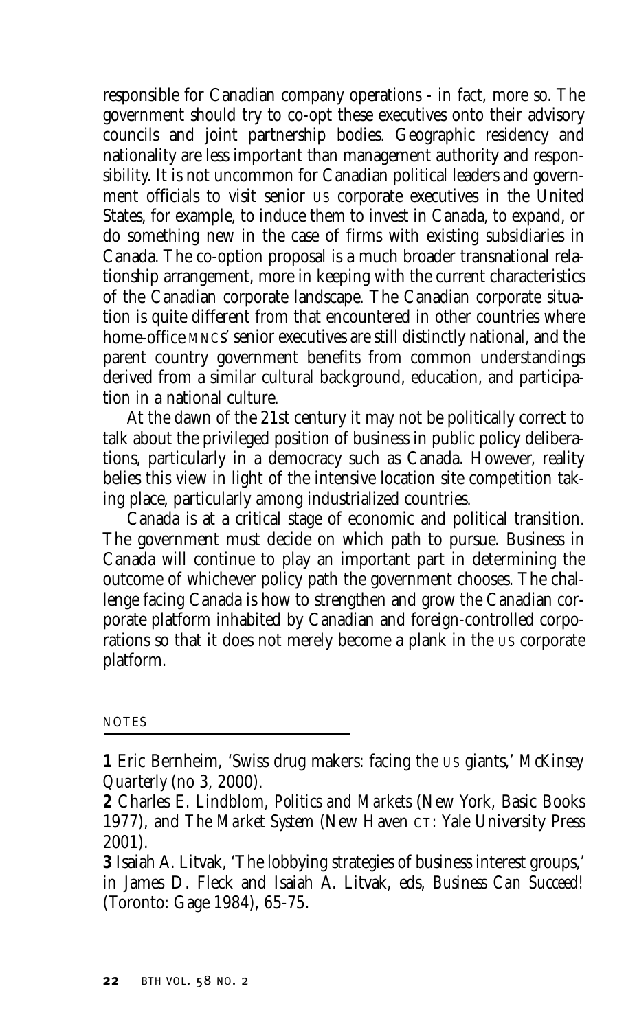responsible for Canadian company operations - in fact, more so. The government should try to co-opt these executives onto their advisory councils and joint partnership bodies. Geographic residency and nationality are less important than management authority and responsibility. It is not uncommon for Canadian political leaders and government officials to visit senior US corporate executives in the United States, for example, to induce them to invest in Canada, to expand, or do something new in the case of firms with existing subsidiaries in Canada. The co-option proposal is a much broader transnational relationship arrangement, more in keeping with the current characteristics of the Canadian corporate landscape. The Canadian corporate situation is quite different from that encountered in other countries where home-office MNCs' senior executives are still distinctly national, and the parent country government benefits from common understandings derived from a similar cultural background, education, and participation in a national culture.

At the dawn of the 21st century it may not be politically correct to talk about the privileged position of business in public policy deliberations, particularly in a democracy such as Canada. However, reality belies this view in light of the intensive location site competition taking place, particularly among industrialized countries.

Canada is at a critical stage of economic and political transition. The government must decide on which path to pursue. Business in Canada will continue to play an important part in determining the outcome of whichever policy path the government chooses. The challenge facing Canada is how to strengthen and grow the Canadian corporate platform inhabited by Canadian and foreign-controlled corporations so that it does not merely become a plank in the US corporate platform.

NOTES

**1** Eric Bernheim, 'Swiss drug makers: facing the US giants,' *McKinsey Quarterly* (no 3, 2000).

**2** Charles E. Lindblom, *Politics and Markets* (New York, Basic Books 1977), and *The Market System* (New Haven CT: Yale University Press 2001).

**3** Isaiah A. Litvak, 'The lobbying strategies of business interest groups,' in James D. Fleck and Isaiah A. Litvak, eds, *Business Can Succeed!* (Toronto: Gage 1984), 65-75.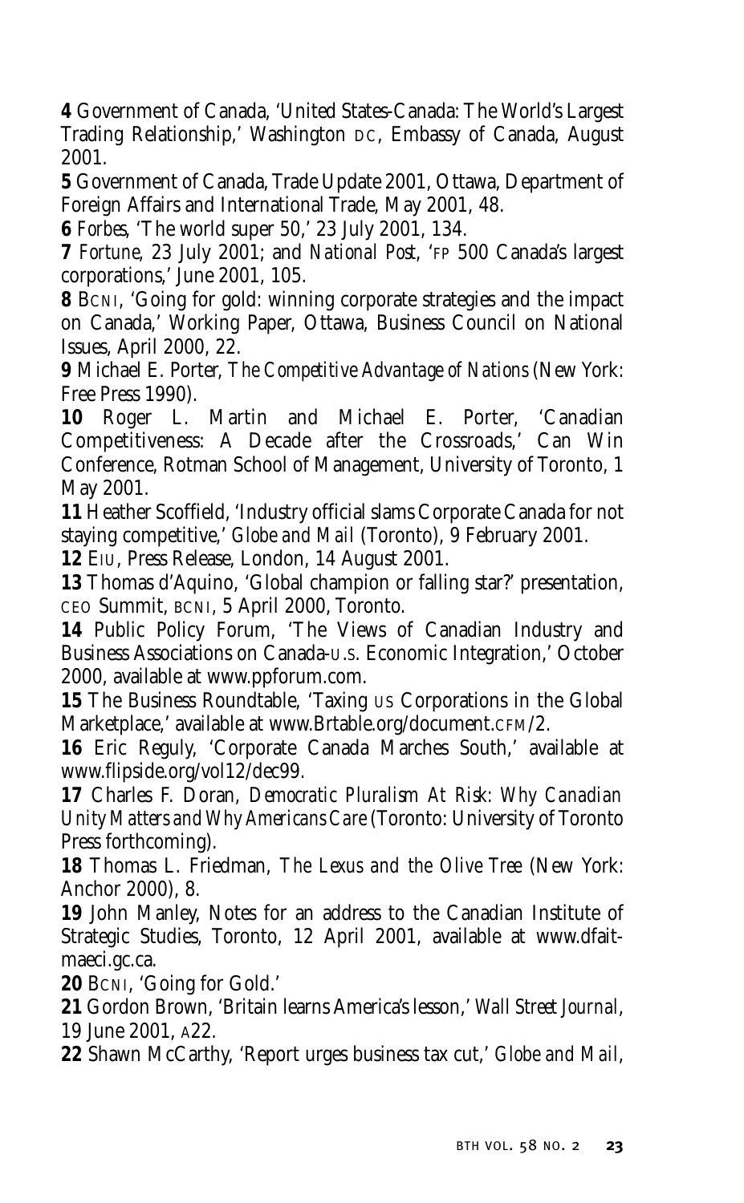**4** Government of Canada, 'United States-Canada: The World's Largest Trading Relationship,' Washington DC, Embassy of Canada, August 2001.

**5** Government of Canada, Trade Update 2001, Ottawa, Department of Foreign Affairs and International Trade, May 2001, 48.

**6** *Forbes*, 'The world super 50,' 23 July 2001, 134.

**7** *Fortune*, 23 July 2001; and *National Post*, 'FP 500 Canada's largest corporations,' June 2001, 105.

**8** BCNI, 'Going for gold: winning corporate strategies and the impact on Canada,' Working Paper, Ottawa, Business Council on National Issues, April 2000, 22.

**9** Michael E. Porter, *The Competitive Advantage of Nations* (New York: Free Press 1990).

**10** Roger L. Martin and Michael E. Porter, 'Canadian Competitiveness: A Decade after the Crossroads,' Can Win Conference, Rotman School of Management, University of Toronto, 1 May 2001.

**11** Heather Scoffield, 'Industry official slams Corporate Canada for not staying competitive,' *Globe and Mail* (Toronto), 9 February 2001.

**12** EIU, Press Release, London, 14 August 2001.

**13** Thomas d'Aquino, 'Global champion or falling star?' presentation, CEO Summit, BCNI, 5 April 2000, Toronto.

**14** Public Policy Forum, 'The Views of Canadian Industry and Business Associations on Canada-U.S. Economic Integration,' October 2000, available at www.ppforum.com.

**15** The Business Roundtable, 'Taxing US Corporations in the Global Marketplace,' available at www.Brtable.org/document.CFM/2.

**16** Eric Reguly, 'Corporate Canada Marches South,' available at www.flipside.org/vol12/dec99.

**17** Charles F. Doran, *Democratic Pluralism At Risk: Why Canadian Unity Matters and Why Americans Care* (Toronto: University of Toronto Press forthcoming).

**18** Thomas L. Friedman, *The Lexus and the Olive Tree* (New York: Anchor 2000), 8.

**19** John Manley, Notes for an address to the Canadian Institute of Strategic Studies, Toronto, 12 April 2001, available at www.dfait-maeci.gc.ca.

**20** BCNI, 'Going for Gold.'

**21** Gordon Brown, 'Britain learns America's lesson,' *Wall Street Journal*, 19 June 2001, A22.

**22** Shawn McCarthy, 'Report urges business tax cut,' *Globe and Mail*,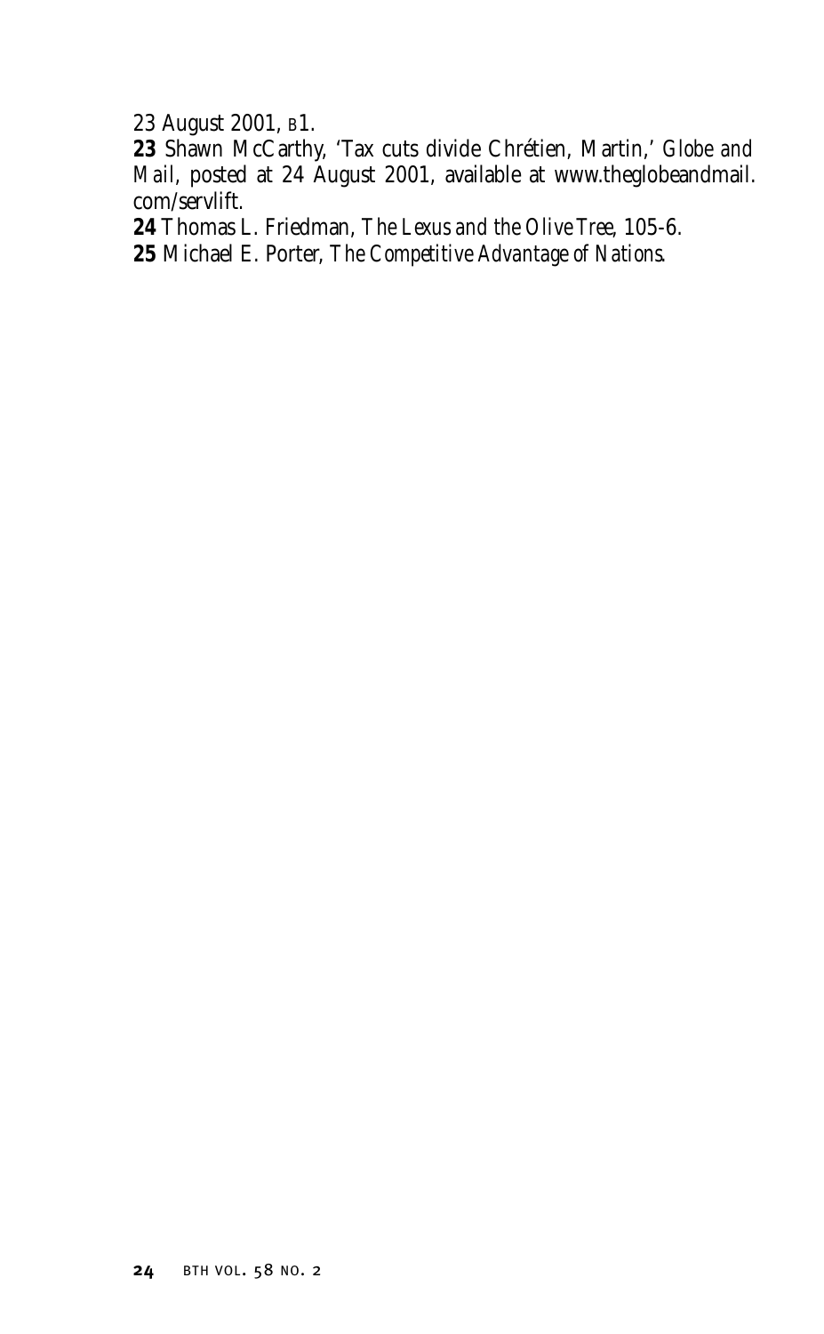23 August 2001, B1.

**23** Shawn McCarthy, 'Tax cuts divide Chrétien, Martin,' *Globe and Mail*, posted at 24 August 2001, available at www.theglobeandmail.com/servlift.

**24** Thomas L. Friedman, *The Lexus and the Olive Tree*, 105-6.

**25** Michael E. Porter, *The Competitive Advantage of Nations*.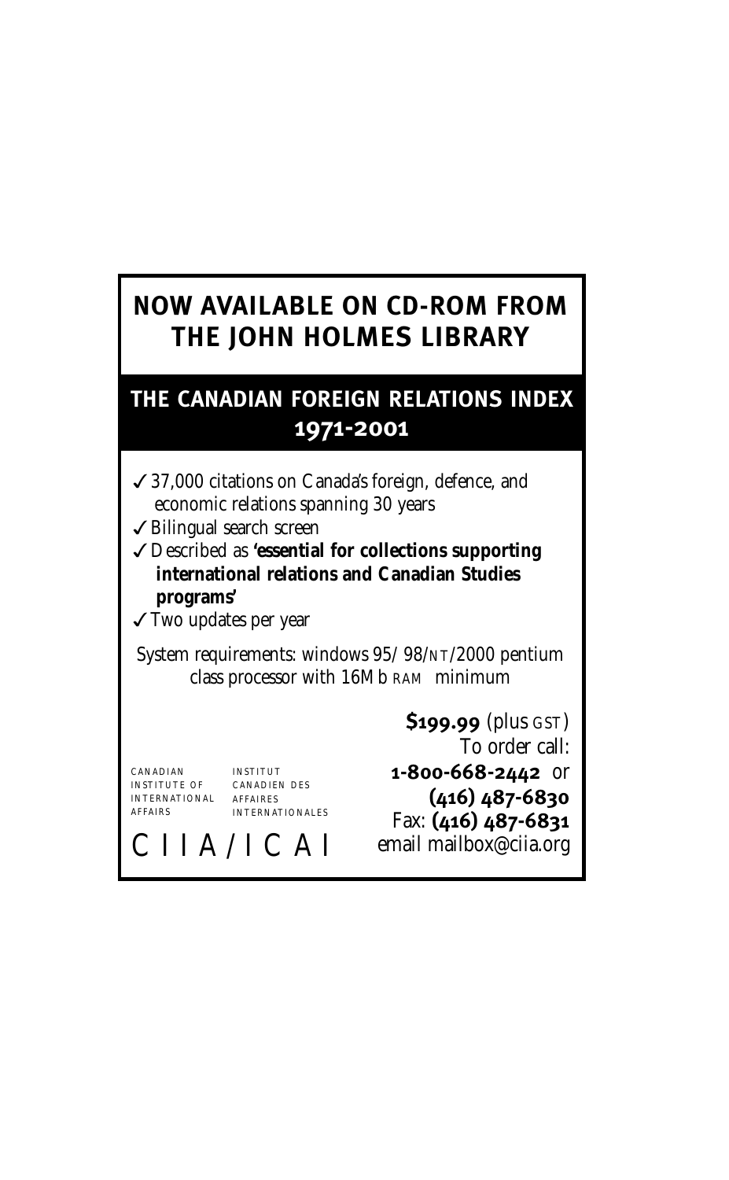## NOW AVAILABLE ON CD-ROM FROM THE JOHN HOLMES LIBRARY

## THE CANADIAN FOREIGN RELATIONS INDEX 1971-2001

- ✓ 37,000 citations on Canada's foreign, defence, and economic relations spanning 30 years
- ✓ Bilingual search screen
- ✓ Described as **'essential for collections supporting international relations and Canadian Studies programs'**
- ✓ Two updates per year

System requirements: windows 95/ 98/NT/2000 pentium class processor with 16Mb RAM minimum

**$199.99** (plus GST)
To order call:
**1-800-668-2442** or
**(416) 487-6830**
Fax: **(416) 487-6831**
email mailbox@ciia.org

CANADIAN INSTITUTE OF INTERNATIONAL AFFAIRS
INSTITUT CANADIEN DES AFFAIRES INTERNATIONALES

CIIA/ICAI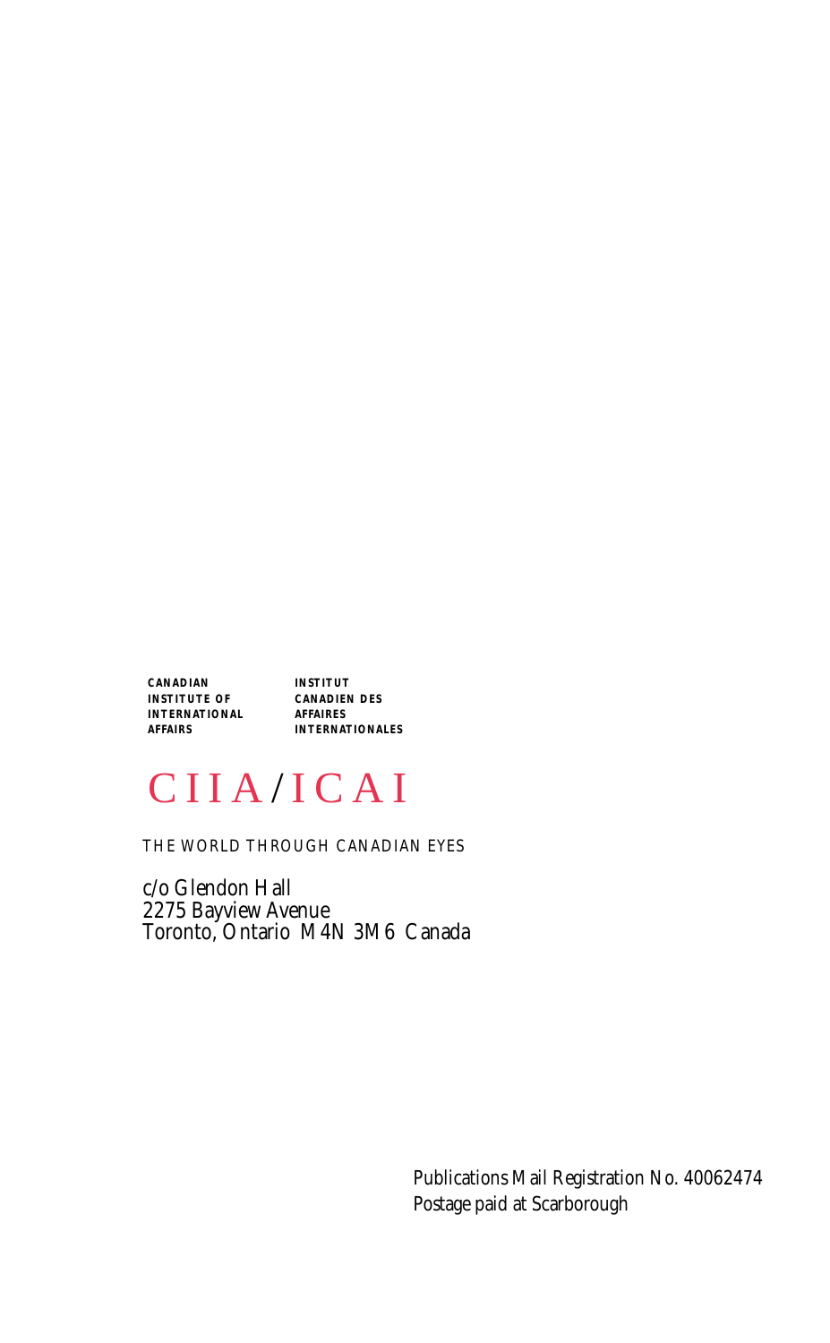**CANADIAN**
**INSTITUTE OF**
**INTERNATIONAL**
**AFFAIRS**

**INSTITUT**
**CANADIEN DES**
**AFFAIRES**
**INTERNATIONALES**

CIIA/ICAI

THE WORLD THROUGH CANADIAN EYES

c/o Glendon Hall
2275 Bayview Avenue
Toronto, Ontario M4N 3M6 Canada

Publications Mail Registration No. 40062474
Postage paid at Scarborough